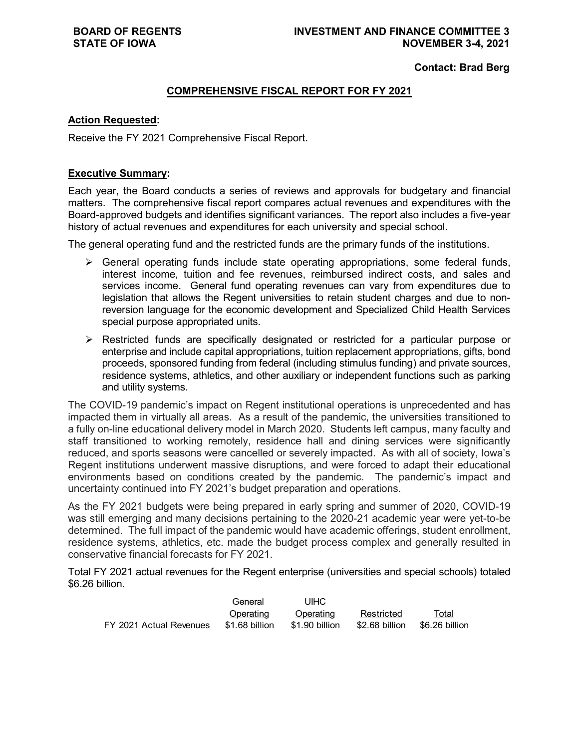**BOARD OF REGENTS**
**STATE OF IOWA**

**INVESTMENT AND FINANCE COMMITTEE 3**
**NOVEMBER 3-4, 2021**

**Contact: Brad Berg**

## COMPREHENSIVE FISCAL REPORT FOR FY 2021

**Action Requested:**

Receive the FY 2021 Comprehensive Fiscal Report.

**Executive Summary:**

Each year, the Board conducts a series of reviews and approvals for budgetary and financial matters. The comprehensive fiscal report compares actual revenues and expenditures with the Board-approved budgets and identifies significant variances. The report also includes a five-year history of actual revenues and expenditures for each university and special school.

The general operating fund and the restricted funds are the primary funds of the institutions.

- General operating funds include state operating appropriations, some federal funds, interest income, tuition and fee revenues, reimbursed indirect costs, and sales and services income. General fund operating revenues can vary from expenditures due to legislation that allows the Regent universities to retain student charges and due to non-reversion language for the economic development and Specialized Child Health Services special purpose appropriated units.
- Restricted funds are specifically designated or restricted for a particular purpose or enterprise and include capital appropriations, tuition replacement appropriations, gifts, bond proceeds, sponsored funding from federal (including stimulus funding) and private sources, residence systems, athletics, and other auxiliary or independent functions such as parking and utility systems.

The COVID-19 pandemic's impact on Regent institutional operations is unprecedented and has impacted them in virtually all areas. As a result of the pandemic, the universities transitioned to a fully on-line educational delivery model in March 2020. Students left campus, many faculty and staff transitioned to working remotely, residence hall and dining services were significantly reduced, and sports seasons were cancelled or severely impacted. As with all of society, Iowa's Regent institutions underwent massive disruptions, and were forced to adapt their educational environments based on conditions created by the pandemic. The pandemic's impact and uncertainty continued into FY 2021's budget preparation and operations.

As the FY 2021 budgets were being prepared in early spring and summer of 2020, COVID-19 was still emerging and many decisions pertaining to the 2020-21 academic year were yet-to-be determined. The full impact of the pandemic would have academic offerings, student enrollment, residence systems, athletics, etc. made the budget process complex and generally resulted in conservative financial forecasts for FY 2021.

Total FY 2021 actual revenues for the Regent enterprise (universities and special schools) totaled $6.26 billion.

| | General Operating | UIHC Operating | Restricted | Total |
|---|---|---|---|---|
| FY 2021 Actual Revenues | $1.68 billion | $1.90 billion | $2.68 billion | $6.26 billion |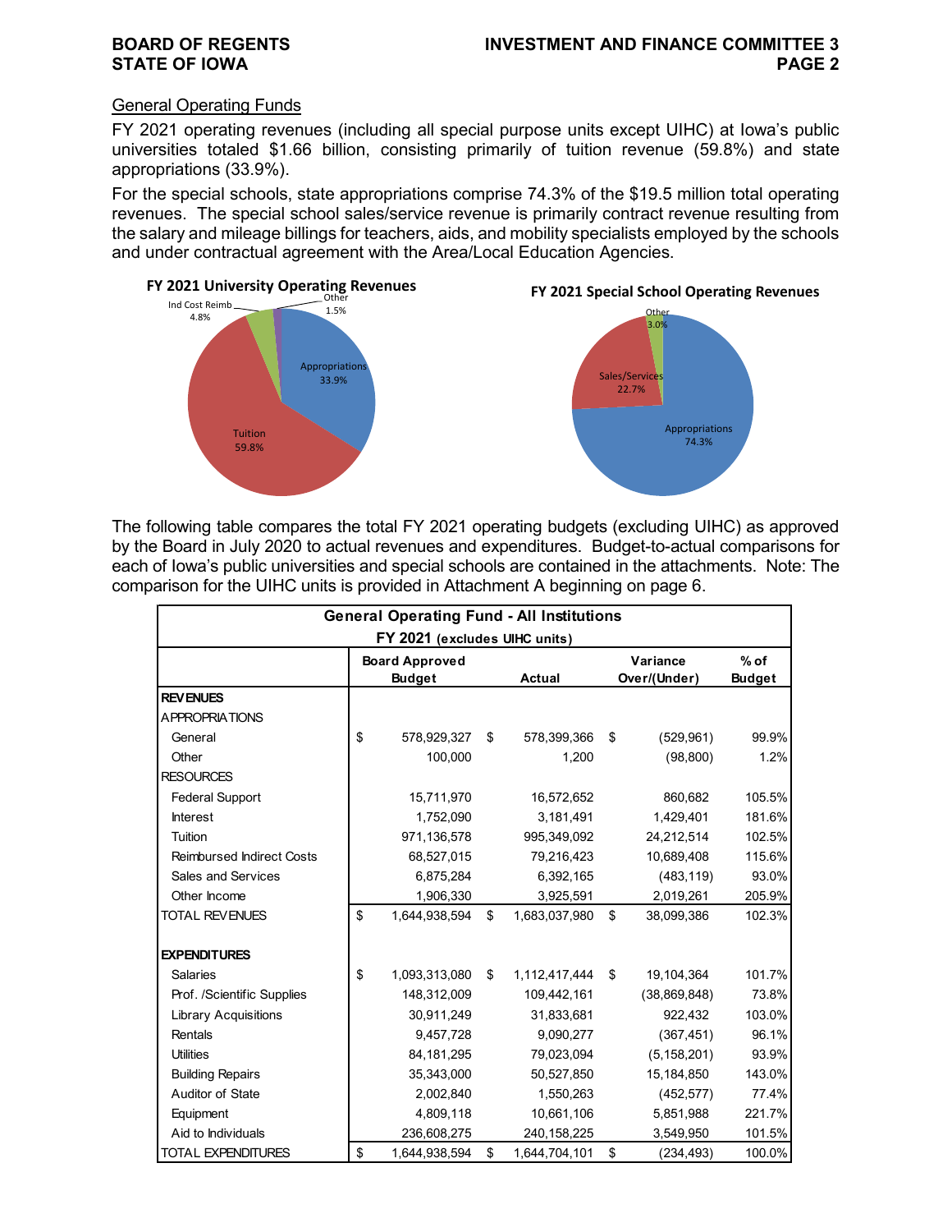## General Operating Funds

FY 2021 operating revenues (including all special purpose units except UIHC) at Iowa's public universities totaled $1.66 billion, consisting primarily of tuition revenue (59.8%) and state appropriations (33.9%).

For the special schools, state appropriations comprise 74.3% of the $19.5 million total operating revenues. The special school sales/service revenue is primarily contract revenue resulting from the salary and mileage billings for teachers, aids, and mobility specialists employed by the schools and under contractual agreement with the Area/Local Education Agencies.

**FY 2021 University Operating Revenues**

- Tuition 59.8%
- Appropriations 33.9%
- Ind Cost Reimb 4.8%
- Other 1.5%

**FY 2021 Special School Operating Revenues**

- Appropriations 74.3%
- Sales/Services 22.7%
- Other 3.0%

The following table compares the total FY 2021 operating budgets (excluding UIHC) as approved by the Board in July 2020 to actual revenues and expenditures. Budget-to-actual comparisons for each of Iowa's public universities and special schools are contained in the attachments. Note: The comparison for the UIHC units is provided in Attachment A beginning on page 6.

**General Operating Fund - All Institutions**
**FY 2021 (excludes UIHC units)**

| | Board Approved Budget | Actual | Variance Over/(Under) | % of Budget |
|---|---|---|---|---|
| **REVENUES** | | | | |
| APPROPRIATIONS | | | | |
| General | $ 578,929,327 | $ 578,399,366 | $ (529,961) | 99.9% |
| Other | 100,000 | 1,200 | (98,800) | 1.2% |
| RESOURCES | | | | |
| Federal Support | 15,711,970 | 16,572,652 | 860,682 | 105.5% |
| Interest | 1,752,090 | 3,181,491 | 1,429,401 | 181.6% |
| Tuition | 971,136,578 | 995,349,092 | 24,212,514 | 102.5% |
| Reimbursed Indirect Costs | 68,527,015 | 79,216,423 | 10,689,408 | 115.6% |
| Sales and Services | 6,875,284 | 6,392,165 | (483,119) | 93.0% |
| Other Income | 1,906,330 | 3,925,591 | 2,019,261 | 205.9% |
| TOTAL REVENUES | $ 1,644,938,594 | $ 1,683,037,980 | $ 38,099,386 | 102.3% |
| | | | | |
| **EXPENDITURES** | | | | |
| Salaries | $ 1,093,313,080 | $ 1,112,417,444 | $ 19,104,364 | 101.7% |
| Prof. /Scientific Supplies | 148,312,009 | 109,442,161 | (38,869,848) | 73.8% |
| Library Acquisitions | 30,911,249 | 31,833,681 | 922,432 | 103.0% |
| Rentals | 9,457,728 | 9,090,277 | (367,451) | 96.1% |
| Utilities | 84,181,295 | 79,023,094 | (5,158,201) | 93.9% |
| Building Repairs | 35,343,000 | 50,527,850 | 15,184,850 | 143.0% |
| Auditor of State | 2,002,840 | 1,550,263 | (452,577) | 77.4% |
| Equipment | 4,809,118 | 10,661,106 | 5,851,988 | 221.7% |
| Aid to Individuals | 236,608,275 | 240,158,225 | 3,549,950 | 101.5% |
| TOTAL EXPENDITURES | $ 1,644,938,594 | $ 1,644,704,101 | $ (234,493) | 100.0% |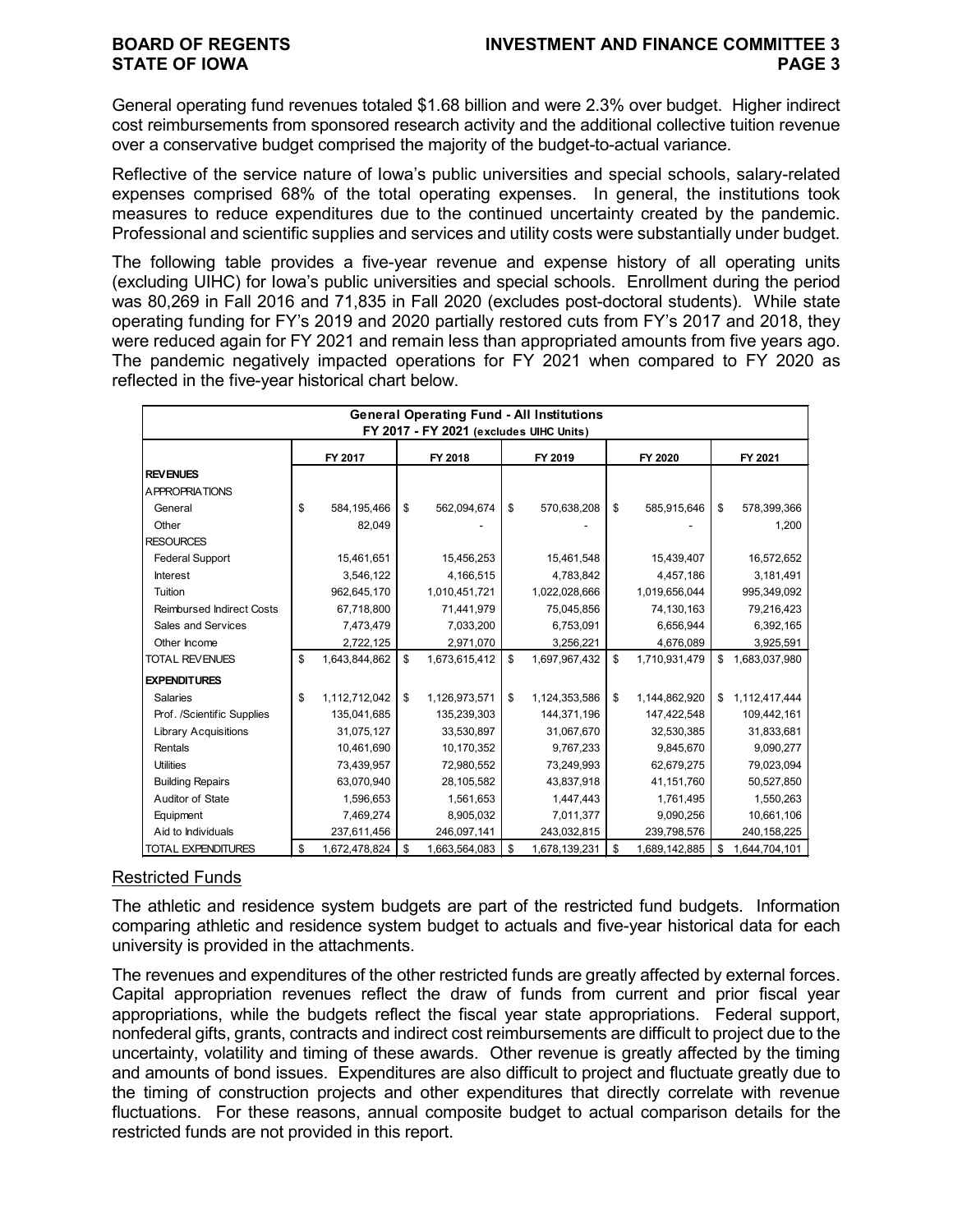General operating fund revenues totaled $1.68 billion and were 2.3% over budget. Higher indirect cost reimbursements from sponsored research activity and the additional collective tuition revenue over a conservative budget comprised the majority of the budget-to-actual variance.

Reflective of the service nature of Iowa's public universities and special schools, salary-related expenses comprised 68% of the total operating expenses. In general, the institutions took measures to reduce expenditures due to the continued uncertainty created by the pandemic. Professional and scientific supplies and services and utility costs were substantially under budget.

The following table provides a five-year revenue and expense history of all operating units (excluding UIHC) for Iowa's public universities and special schools. Enrollment during the period was 80,269 in Fall 2016 and 71,835 in Fall 2020 (excludes post-doctoral students). While state operating funding for FY's 2019 and 2020 partially restored cuts from FY's 2017 and 2018, they were reduced again for FY 2021 and remain less than appropriated amounts from five years ago. The pandemic negatively impacted operations for FY 2021 when compared to FY 2020 as reflected in the five-year historical chart below.

**General Operating Fund - All Institutions**
**FY 2017 - FY 2021 (excludes UIHC Units)**

| | FY 2017 | FY 2018 | FY 2019 | FY 2020 | FY 2021 |
|---|---|---|---|---|---|
| **REVENUES** | | | | | |
| APPROPRIATIONS | | | | | |
| General | $ 584,195,466 | $ 562,094,674 | $ 570,638,208 | $ 585,915,646 | $ 578,399,366 |
| Other | 82,049 | - | - | - | 1,200 |
| RESOURCES | | | | | |
| Federal Support | 15,461,651 | 15,456,253 | 15,461,548 | 15,439,407 | 16,572,652 |
| Interest | 3,546,122 | 4,166,515 | 4,783,842 | 4,457,186 | 3,181,491 |
| Tuition | 962,645,170 | 1,010,451,721 | 1,022,028,666 | 1,019,656,044 | 995,349,092 |
| Reimbursed Indirect Costs | 67,718,800 | 71,441,979 | 75,045,856 | 74,130,163 | 79,216,423 |
| Sales and Services | 7,473,479 | 7,033,200 | 6,753,091 | 6,656,944 | 6,392,165 |
| Other Income | 2,722,125 | 2,971,070 | 3,256,221 | 4,676,089 | 3,925,591 |
| TOTAL REVENUES | $ 1,643,844,862 | $ 1,673,615,412 | $ 1,697,967,432 | $ 1,710,931,479 | $ 1,683,037,980 |
| **EXPENDITURES** | | | | | |
| Salaries | $ 1,112,712,042 | $ 1,126,973,571 | $ 1,124,353,586 | $ 1,144,862,920 | $ 1,112,417,444 |
| Prof. /Scientific Supplies | 135,041,685 | 135,239,303 | 144,371,196 | 147,422,548 | 109,442,161 |
| Library Acquisitions | 31,075,127 | 33,530,897 | 31,067,670 | 32,530,385 | 31,833,681 |
| Rentals | 10,461,690 | 10,170,352 | 9,767,233 | 9,845,670 | 9,090,277 |
| Utilities | 73,439,957 | 72,980,552 | 73,249,993 | 62,679,275 | 79,023,094 |
| Building Repairs | 63,070,940 | 28,105,582 | 43,837,918 | 41,151,760 | 50,527,850 |
| Auditor of State | 1,596,653 | 1,561,653 | 1,447,443 | 1,761,495 | 1,550,263 |
| Equipment | 7,469,274 | 8,905,032 | 7,011,377 | 9,090,256 | 10,661,106 |
| Aid to Individuals | 237,611,456 | 246,097,141 | 243,032,815 | 239,798,576 | 240,158,225 |
| TOTAL EXPENDITURES | $ 1,672,478,824 | $ 1,663,564,083 | $ 1,678,139,231 | $ 1,689,142,885 | $ 1,644,704,101 |

## Restricted Funds

The athletic and residence system budgets are part of the restricted fund budgets. Information comparing athletic and residence system budget to actuals and five-year historical data for each university is provided in the attachments.

The revenues and expenditures of the other restricted funds are greatly affected by external forces. Capital appropriation revenues reflect the draw of funds from current and prior fiscal year appropriations, while the budgets reflect the fiscal year state appropriations. Federal support, nonfederal gifts, grants, contracts and indirect cost reimbursements are difficult to project due to the uncertainty, volatility and timing of these awards. Other revenue is greatly affected by the timing and amounts of bond issues. Expenditures are also difficult to project and fluctuate greatly due to the timing of construction projects and other expenditures that directly correlate with revenue fluctuations. For these reasons, annual composite budget to actual comparison details for the restricted funds are not provided in this report.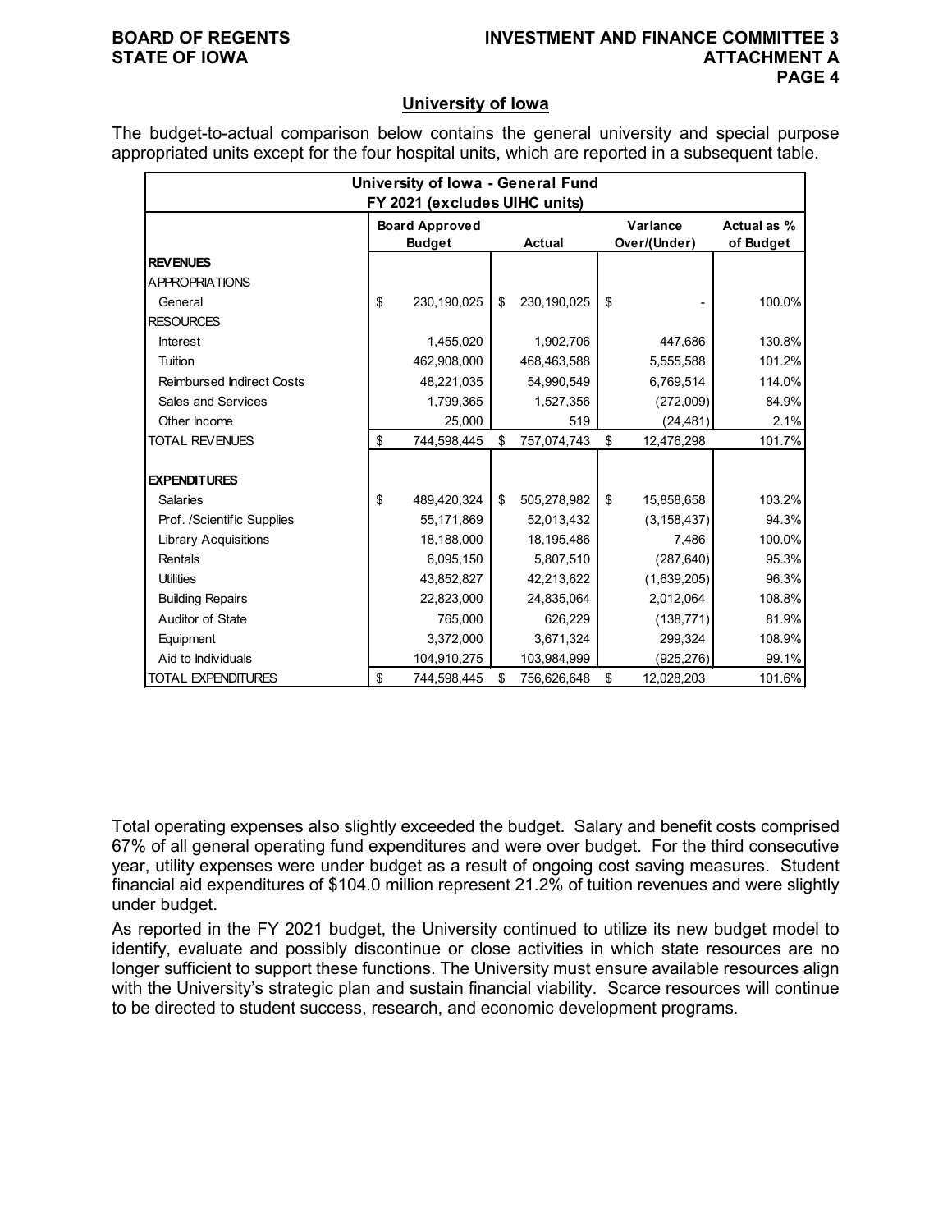## University of Iowa

The budget-to-actual comparison below contains the general university and special purpose appropriated units except for the four hospital units, which are reported in a subsequent table.

| University of Iowa - General Fund FY 2021 (excludes UIHC units) | | | | |
|---|---|---|---|---|
| | Board Approved Budget | Actual | Variance Over/(Under) | Actual as % of Budget |
| **REVENUES** | | | | |
| APPROPRIATIONS | | | | |
| General | $ 230,190,025 | $ 230,190,025 | $ - | 100.0% |
| RESOURCES | | | | |
| Interest | 1,455,020 | 1,902,706 | 447,686 | 130.8% |
| Tuition | 462,908,000 | 468,463,588 | 5,555,588 | 101.2% |
| Reimbursed Indirect Costs | 48,221,035 | 54,990,549 | 6,769,514 | 114.0% |
| Sales and Services | 1,799,365 | 1,527,356 | (272,009) | 84.9% |
| Other Income | 25,000 | 519 | (24,481) | 2.1% |
| TOTAL REVENUES | $ 744,598,445 | $ 757,074,743 | $ 12,476,298 | 101.7% |
| **EXPENDITURES** | | | | |
| Salaries | $ 489,420,324 | $ 505,278,982 | $ 15,858,658 | 103.2% |
| Prof. /Scientific Supplies | 55,171,869 | 52,013,432 | (3,158,437) | 94.3% |
| Library Acquisitions | 18,188,000 | 18,195,486 | 7,486 | 100.0% |
| Rentals | 6,095,150 | 5,807,510 | (287,640) | 95.3% |
| Utilities | 43,852,827 | 42,213,622 | (1,639,205) | 96.3% |
| Building Repairs | 22,823,000 | 24,835,064 | 2,012,064 | 108.8% |
| Auditor of State | 765,000 | 626,229 | (138,771) | 81.9% |
| Equipment | 3,372,000 | 3,671,324 | 299,324 | 108.9% |
| Aid to Individuals | 104,910,275 | 103,984,999 | (925,276) | 99.1% |
| TOTAL EXPENDITURES | $ 744,598,445 | $ 756,626,648 | $ 12,028,203 | 101.6% |

Total operating expenses also slightly exceeded the budget. Salary and benefit costs comprised 67% of all general operating fund expenditures and were over budget. For the third consecutive year, utility expenses were under budget as a result of ongoing cost saving measures. Student financial aid expenditures of $104.0 million represent 21.2% of tuition revenues and were slightly under budget.

As reported in the FY 2021 budget, the University continued to utilize its new budget model to identify, evaluate and possibly discontinue or close activities in which state resources are no longer sufficient to support these functions. The University must ensure available resources align with the University's strategic plan and sustain financial viability. Scarce resources will continue to be directed to student success, research, and economic development programs.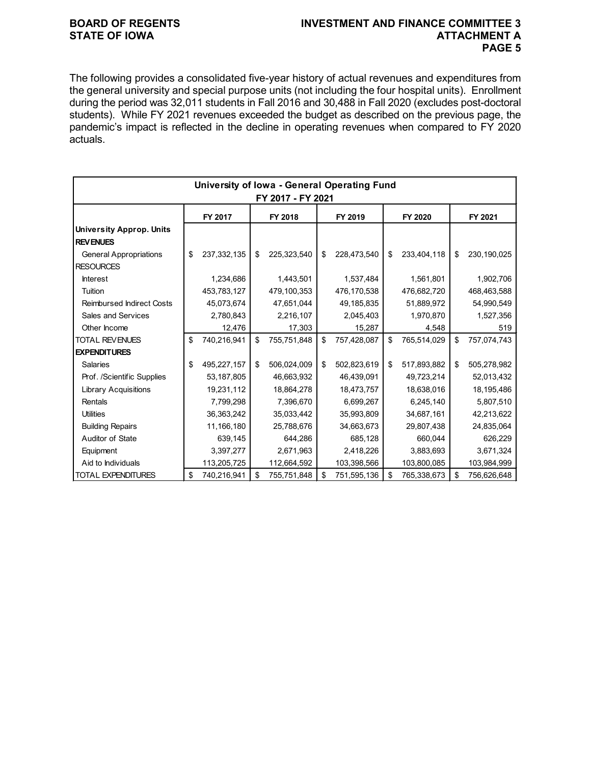The following provides a consolidated five-year history of actual revenues and expenditures from the general university and special purpose units (not including the four hospital units). Enrollment during the period was 32,011 students in Fall 2016 and 30,488 in Fall 2020 (excludes post-doctoral students). While FY 2021 revenues exceeded the budget as described on the previous page, the pandemic's impact is reflected in the decline in operating revenues when compared to FY 2020 actuals.

| University of Iowa - General Operating Fund FY 2017 - FY 2021 | | | | | |
|---|---|---|---|---|---|
| | FY 2017 | FY 2018 | FY 2019 | FY 2020 | FY 2021 |
| **University Approp. Units** | | | | | |
| **REVENUES** | | | | | |
| General Appropriations | $ 237,332,135 | $ 225,323,540 | $ 228,473,540 | $ 233,404,118 | $ 230,190,025 |
| RESOURCES | | | | | |
| Interest | 1,234,686 | 1,443,501 | 1,537,484 | 1,561,801 | 1,902,706 |
| Tuition | 453,783,127 | 479,100,353 | 476,170,538 | 476,682,720 | 468,463,588 |
| Reimbursed Indirect Costs | 45,073,674 | 47,651,044 | 49,185,835 | 51,889,972 | 54,990,549 |
| Sales and Services | 2,780,843 | 2,216,107 | 2,045,403 | 1,970,870 | 1,527,356 |
| Other Income | 12,476 | 17,303 | 15,287 | 4,548 | 519 |
| TOTAL REVENUES | $ 740,216,941 | $ 755,751,848 | $ 757,428,087 | $ 765,514,029 | $ 757,074,743 |
| **EXPENDITURES** | | | | | |
| Salaries | $ 495,227,157 | $ 506,024,009 | $ 502,823,619 | $ 517,893,882 | $ 505,278,982 |
| Prof. /Scientific Supplies | 53,187,805 | 46,663,932 | 46,439,091 | 49,723,214 | 52,013,432 |
| Library Acquisitions | 19,231,112 | 18,864,278 | 18,473,757 | 18,638,016 | 18,195,486 |
| Rentals | 7,799,298 | 7,396,670 | 6,699,267 | 6,245,140 | 5,807,510 |
| Utilities | 36,363,242 | 35,033,442 | 35,993,809 | 34,687,161 | 42,213,622 |
| Building Repairs | 11,166,180 | 25,788,676 | 34,663,673 | 29,807,438 | 24,835,064 |
| Auditor of State | 639,145 | 644,286 | 685,128 | 660,044 | 626,229 |
| Equipment | 3,397,277 | 2,671,963 | 2,418,226 | 3,883,693 | 3,671,324 |
| Aid to Individuals | 113,205,725 | 112,664,592 | 103,398,566 | 103,800,085 | 103,984,999 |
| TOTAL EXPENDITURES | $ 740,216,941 | $ 755,751,848 | $ 751,595,136 | $ 765,338,673 | $ 756,626,648 |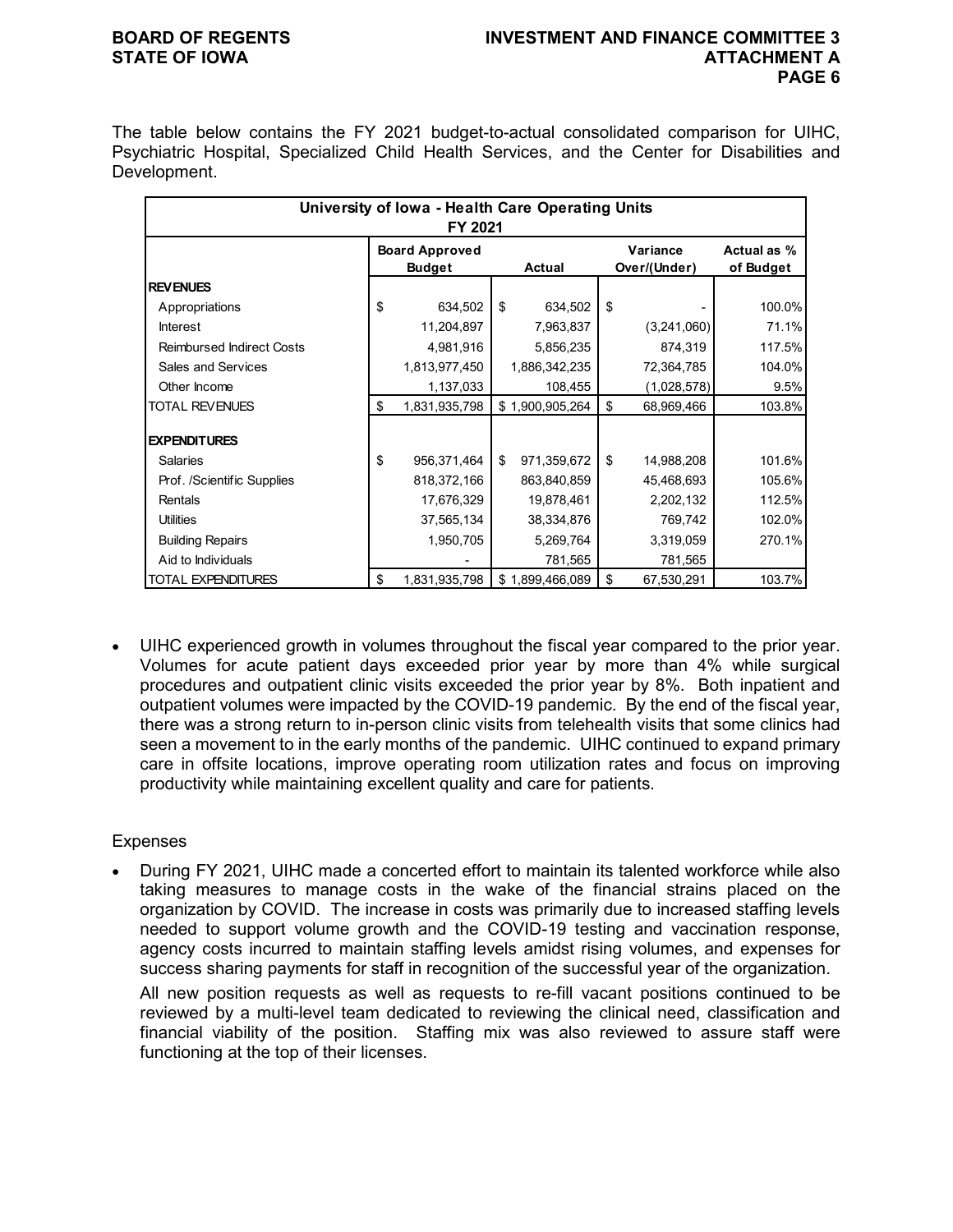The table below contains the FY 2021 budget-to-actual consolidated comparison for UIHC, Psychiatric Hospital, Specialized Child Health Services, and the Center for Disabilities and Development.

| University of Iowa - Health Care Operating Units FY 2021 | | | | |
|---|---|---|---|---|
| | Board Approved Budget | Actual | Variance Over/(Under) | Actual as % of Budget |
| **REVENUES** | | | | |
| Appropriations | $ 634,502 | $ 634,502 | $ - | 100.0% |
| Interest | 11,204,897 | 7,963,837 | (3,241,060) | 71.1% |
| Reimbursed Indirect Costs | 4,981,916 | 5,856,235 | 874,319 | 117.5% |
| Sales and Services | 1,813,977,450 | 1,886,342,235 | 72,364,785 | 104.0% |
| Other Income | 1,137,033 | 108,455 | (1,028,578) | 9.5% |
| TOTAL REVENUES | $ 1,831,935,798 | $ 1,900,905,264 | $ 68,969,466 | 103.8% |
| **EXPENDITURES** | | | | |
| Salaries | $ 956,371,464 | $ 971,359,672 | $ 14,988,208 | 101.6% |
| Prof. /Scientific Supplies | 818,372,166 | 863,840,859 | 45,468,693 | 105.6% |
| Rentals | 17,676,329 | 19,878,461 | 2,202,132 | 112.5% |
| Utilities | 37,565,134 | 38,334,876 | 769,742 | 102.0% |
| Building Repairs | 1,950,705 | 5,269,764 | 3,319,059 | 270.1% |
| Aid to Individuals | - | 781,565 | 781,565 | |
| TOTAL EXPENDITURES | $ 1,831,935,798 | $ 1,899,466,089 | $ 67,530,291 | 103.7% |

- UIHC experienced growth in volumes throughout the fiscal year compared to the prior year. Volumes for acute patient days exceeded prior year by more than 4% while surgical procedures and outpatient clinic visits exceeded the prior year by 8%. Both inpatient and outpatient volumes were impacted by the COVID-19 pandemic. By the end of the fiscal year, there was a strong return to in-person clinic visits from telehealth visits that some clinics had seen a movement to in the early months of the pandemic. UIHC continued to expand primary care in offsite locations, improve operating room utilization rates and focus on improving productivity while maintaining excellent quality and care for patients.

Expenses

- During FY 2021, UIHC made a concerted effort to maintain its talented workforce while also taking measures to manage costs in the wake of the financial strains placed on the organization by COVID. The increase in costs was primarily due to increased staffing levels needed to support volume growth and the COVID-19 testing and vaccination response, agency costs incurred to maintain staffing levels amidst rising volumes, and expenses for success sharing payments for staff in recognition of the successful year of the organization.

  All new position requests as well as requests to re-fill vacant positions continued to be reviewed by a multi-level team dedicated to reviewing the clinical need, classification and financial viability of the position. Staffing mix was also reviewed to assure staff were functioning at the top of their licenses.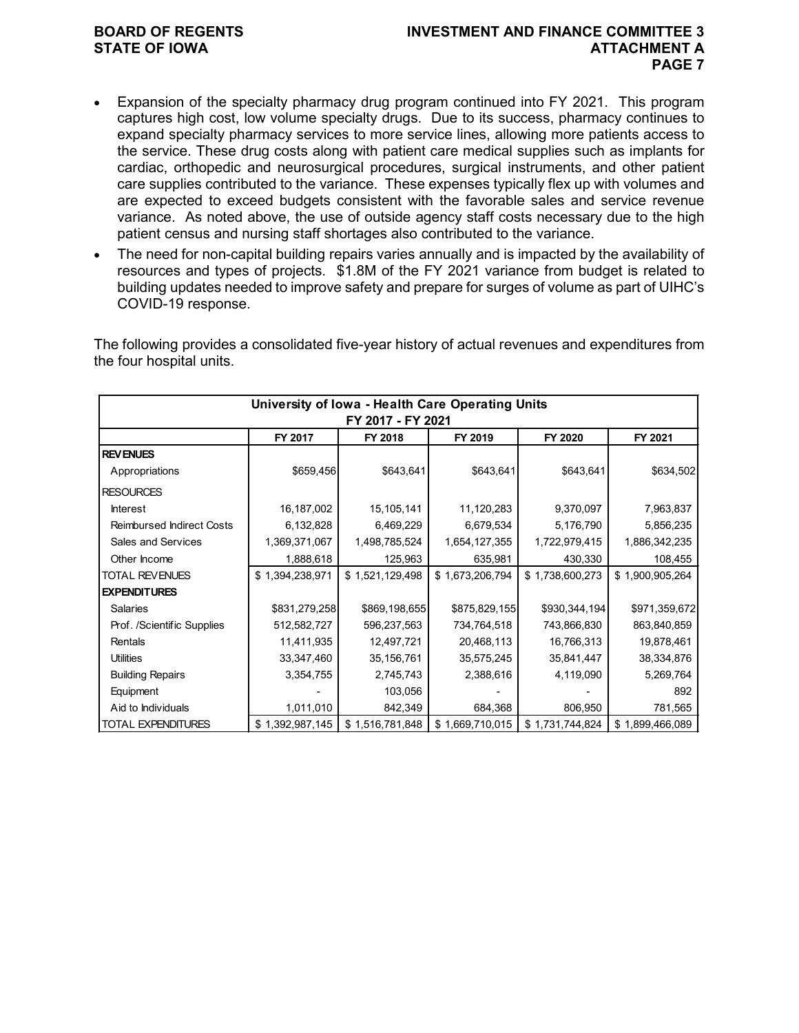- Expansion of the specialty pharmacy drug program continued into FY 2021. This program captures high cost, low volume specialty drugs. Due to its success, pharmacy continues to expand specialty pharmacy services to more service lines, allowing more patients access to the service. These drug costs along with patient care medical supplies such as implants for cardiac, orthopedic and neurosurgical procedures, surgical instruments, and other patient care supplies contributed to the variance. These expenses typically flex up with volumes and are expected to exceed budgets consistent with the favorable sales and service revenue variance. As noted above, the use of outside agency staff costs necessary due to the high patient census and nursing staff shortages also contributed to the variance.
- The need for non-capital building repairs varies annually and is impacted by the availability of resources and types of projects. $1.8M of the FY 2021 variance from budget is related to building updates needed to improve safety and prepare for surges of volume as part of UIHC's COVID-19 response.

The following provides a consolidated five-year history of actual revenues and expenditures from the four hospital units.

| University of Iowa - Health Care Operating Units FY 2017 - FY 2021 | | | | | |
|---|---|---|---|---|---|
| | FY 2017 | FY 2018 | FY 2019 | FY 2020 | FY 2021 |
| **REVENUES** | | | | | |
| Appropriations | $659,456 | $643,641 | $643,641 | $643,641 | $634,502 |
| RESOURCES | | | | | |
| Interest | 16,187,002 | 15,105,141 | 11,120,283 | 9,370,097 | 7,963,837 |
| Reimbursed Indirect Costs | 6,132,828 | 6,469,229 | 6,679,534 | 5,176,790 | 5,856,235 |
| Sales and Services | 1,369,371,067 | 1,498,785,524 | 1,654,127,355 | 1,722,979,415 | 1,886,342,235 |
| Other Income | 1,888,618 | 125,963 | 635,981 | 430,330 | 108,455 |
| TOTAL REVENUES | $ 1,394,238,971 | $ 1,521,129,498 | $ 1,673,206,794 | $ 1,738,600,273 | $ 1,900,905,264 |
| **EXPENDITURES** | | | | | |
| Salaries | $831,279,258 | $869,198,655 | $875,829,155 | $930,344,194 | $971,359,672 |
| Prof. /Scientific Supplies | 512,582,727 | 596,237,563 | 734,764,518 | 743,866,830 | 863,840,859 |
| Rentals | 11,411,935 | 12,497,721 | 20,468,113 | 16,766,313 | 19,878,461 |
| Utilities | 33,347,460 | 35,156,761 | 35,575,245 | 35,841,447 | 38,334,876 |
| Building Repairs | 3,354,755 | 2,745,743 | 2,388,616 | 4,119,090 | 5,269,764 |
| Equipment | - | 103,056 | - | - | 892 |
| Aid to Individuals | 1,011,010 | 842,349 | 684,368 | 806,950 | 781,565 |
| TOTAL EXPENDITURES | $ 1,392,987,145 | $ 1,516,781,848 | $ 1,669,710,015 | $ 1,731,744,824 | $ 1,899,466,089 |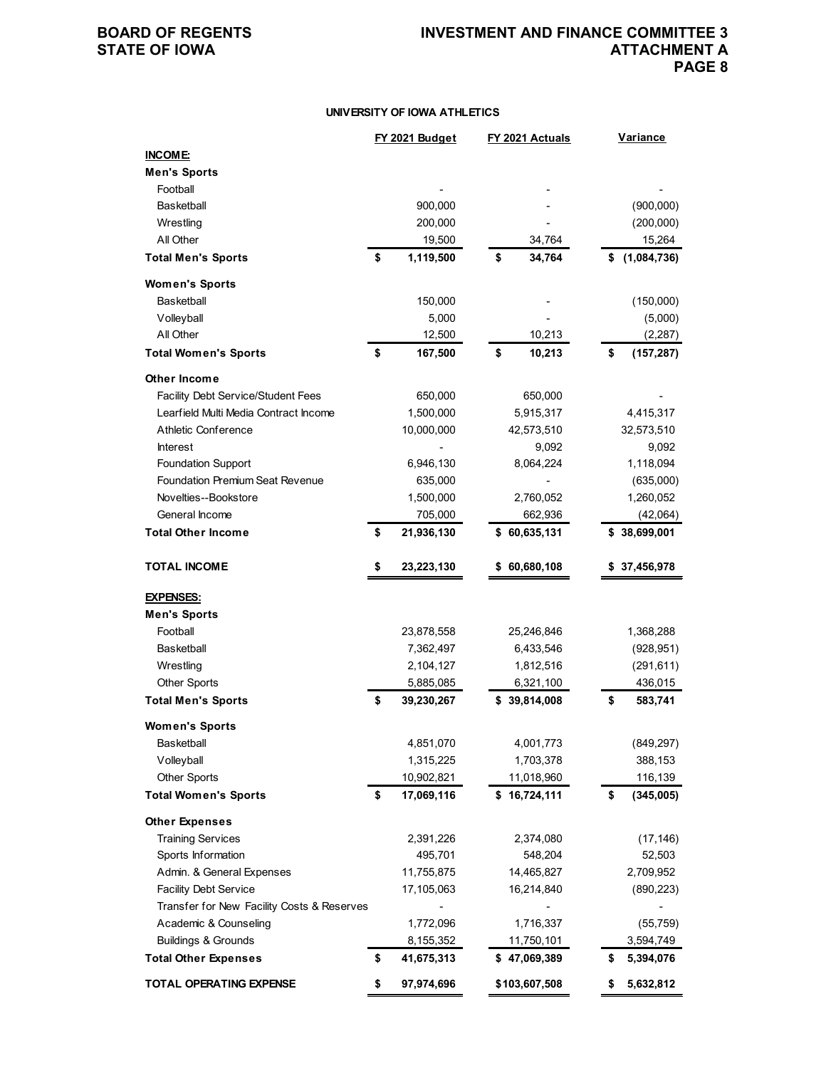BOARD OF REGENTS
STATE OF IOWA

INVESTMENT AND FINANCE COMMITTEE 3
ATTACHMENT A

### UNIVERSITY OF IOWA ATHLETICS

| | FY 2021 Budget | FY 2021 Actuals | Variance |
|---|---|---|---|
| **INCOME:** | | | |
| **Men's Sports** | | | |
| Football | - | - | - |
| Basketball | 900,000 | - | (900,000) |
| Wrestling | 200,000 | - | (200,000) |
| All Other | 19,500 | 34,764 | 15,264 |
| **Total Men's Sports** | **$ 1,119,500** | **$ 34,764** | **$ (1,084,736)** |
| **Women's Sports** | | | |
| Basketball | 150,000 | - | (150,000) |
| Volleyball | 5,000 | - | (5,000) |
| All Other | 12,500 | 10,213 | (2,287) |
| **Total Women's Sports** | **$ 167,500** | **$ 10,213** | **$ (157,287)** |
| **Other Income** | | | |
| Facility Debt Service/Student Fees | 650,000 | 650,000 | - |
| Learfield Multi Media Contract Income | 1,500,000 | 5,915,317 | 4,415,317 |
| Athletic Conference | 10,000,000 | 42,573,510 | 32,573,510 |
| Interest | - | 9,092 | 9,092 |
| Foundation Support | 6,946,130 | 8,064,224 | 1,118,094 |
| Foundation Premium Seat Revenue | 635,000 | - | (635,000) |
| Novelties--Bookstore | 1,500,000 | 2,760,052 | 1,260,052 |
| General Income | 705,000 | 662,936 | (42,064) |
| **Total Other Income** | **$ 21,936,130** | **$ 60,635,131** | **$ 38,699,001** |
| **TOTAL INCOME** | **$ 23,223,130** | **$ 60,680,108** | **$ 37,456,978** |
| **EXPENSES:** | | | |
| **Men's Sports** | | | |
| Football | 23,878,558 | 25,246,846 | 1,368,288 |
| Basketball | 7,362,497 | 6,433,546 | (928,951) |
| Wrestling | 2,104,127 | 1,812,516 | (291,611) |
| Other Sports | 5,885,085 | 6,321,100 | 436,015 |
| **Total Men's Sports** | **$ 39,230,267** | **$ 39,814,008** | **$ 583,741** |
| **Women's Sports** | | | |
| Basketball | 4,851,070 | 4,001,773 | (849,297) |
| Volleyball | 1,315,225 | 1,703,378 | 388,153 |
| Other Sports | 10,902,821 | 11,018,960 | 116,139 |
| **Total Women's Sports** | **$ 17,069,116** | **$ 16,724,111** | **$ (345,005)** |
| **Other Expenses** | | | |
| Training Services | 2,391,226 | 2,374,080 | (17,146) |
| Sports Information | 495,701 | 548,204 | 52,503 |
| Admin. & General Expenses | 11,755,875 | 14,465,827 | 2,709,952 |
| Facility Debt Service | 17,105,063 | 16,214,840 | (890,223) |
| Transfer for New Facility Costs & Reserves | - | - | - |
| Academic & Counseling | 1,772,096 | 1,716,337 | (55,759) |
| Buildings & Grounds | 8,155,352 | 11,750,101 | 3,594,749 |
| **Total Other Expenses** | **$ 41,675,313** | **$ 47,069,389** | **$ 5,394,076** |
| **TOTAL OPERATING EXPENSE** | **$ 97,974,696** | **$103,607,508** | **$ 5,632,812** |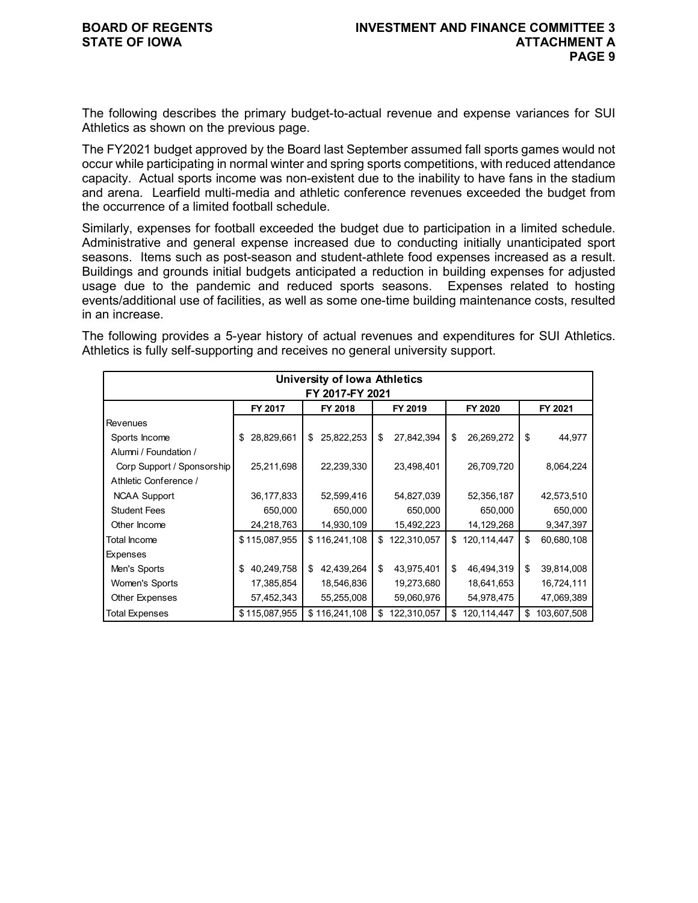The following describes the primary budget-to-actual revenue and expense variances for SUI Athletics as shown on the previous page.

The FY2021 budget approved by the Board last September assumed fall sports games would not occur while participating in normal winter and spring sports competitions, with reduced attendance capacity. Actual sports income was non-existent due to the inability to have fans in the stadium and arena. Learfield multi-media and athletic conference revenues exceeded the budget from the occurrence of a limited football schedule.

Similarly, expenses for football exceeded the budget due to participation in a limited schedule. Administrative and general expense increased due to conducting initially unanticipated sport seasons. Items such as post-season and student-athlete food expenses increased as a result. Buildings and grounds initial budgets anticipated a reduction in building expenses for adjusted usage due to the pandemic and reduced sports seasons. Expenses related to hosting events/additional use of facilities, as well as some one-time building maintenance costs, resulted in an increase.

The following provides a 5-year history of actual revenues and expenditures for SUI Athletics. Athletics is fully self-supporting and receives no general university support.

**University of Iowa Athletics**
**FY 2017-FY 2021**

| | FY 2017 | FY 2018 | FY 2019 | FY 2020 | FY 2021 |
|---|---|---|---|---|---|
| Revenues | | | | | |
| Sports Income | $ 28,829,661 | $ 25,822,253 | $ 27,842,394 | $ 26,269,272 | $ 44,977 |
| Alumni / Foundation / Corp Support / Sponsorship | 25,211,698 | 22,239,330 | 23,498,401 | 26,709,720 | 8,064,224 |
| Athletic Conference / NCAA Support | 36,177,833 | 52,599,416 | 54,827,039 | 52,356,187 | 42,573,510 |
| Student Fees | 650,000 | 650,000 | 650,000 | 650,000 | 650,000 |
| Other Income | 24,218,763 | 14,930,109 | 15,492,223 | 14,129,268 | 9,347,397 |
| Total Income | $ 115,087,955 | $ 116,241,108 | $ 122,310,057 | $ 120,114,447 | $ 60,680,108 |
| Expenses | | | | | |
| Men's Sports | $ 40,249,758 | $ 42,439,264 | $ 43,975,401 | $ 46,494,319 | $ 39,814,008 |
| Women's Sports | 17,385,854 | 18,546,836 | 19,273,680 | 18,641,653 | 16,724,111 |
| Other Expenses | 57,452,343 | 55,255,008 | 59,060,976 | 54,978,475 | 47,069,389 |
| Total Expenses | $ 115,087,955 | $ 116,241,108 | $ 122,310,057 | $ 120,114,447 | $ 103,607,508 |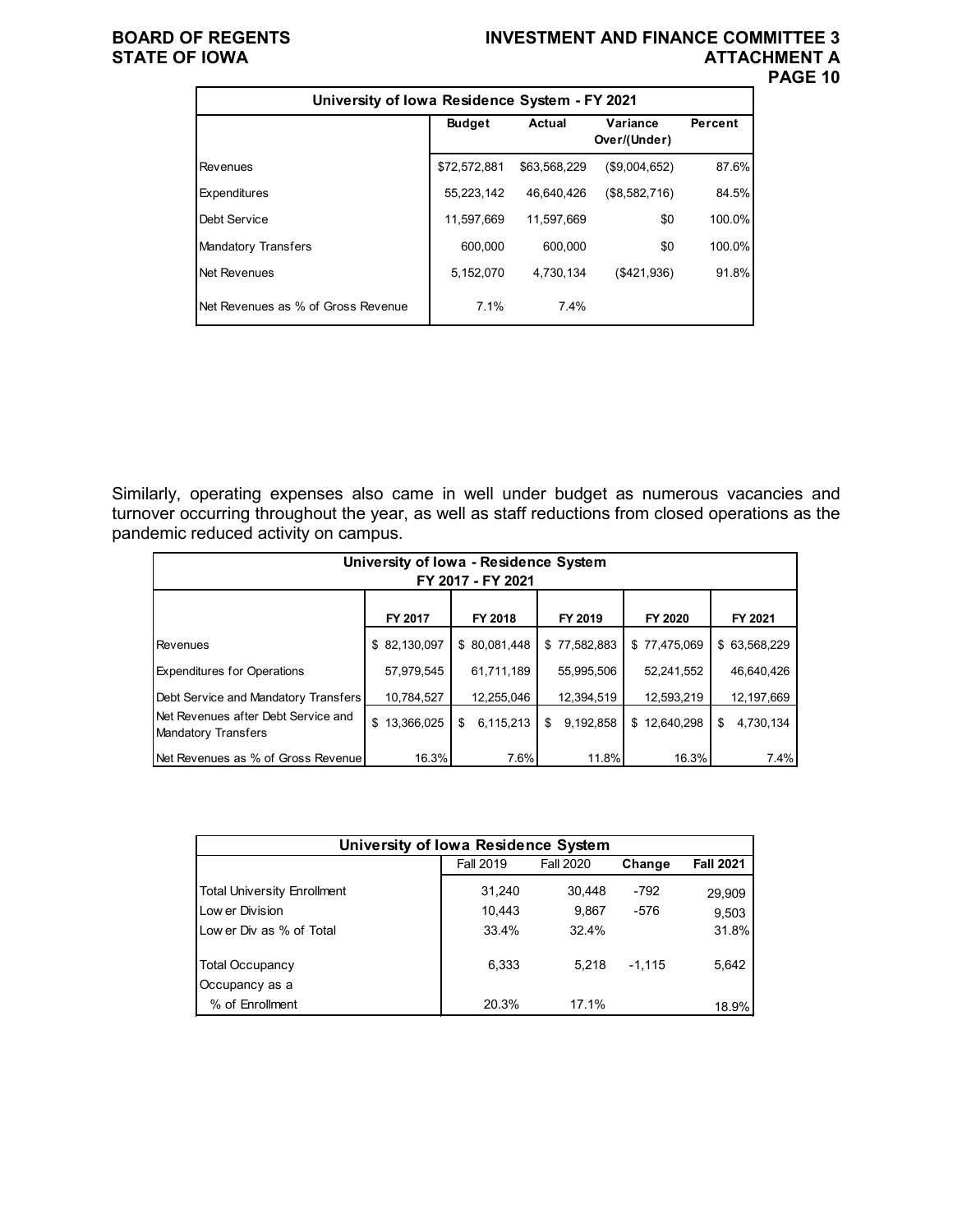| University of Iowa Residence System - FY 2021 | | | | |
|---|---|---|---|---|
| | Budget | Actual | Variance Over/(Under) | Percent |
| Revenues | $72,572,881 | $63,568,229 | ($9,004,652) | 87.6% |
| Expenditures | 55,223,142 | 46,640,426 | ($8,582,716) | 84.5% |
| Debt Service | 11,597,669 | 11,597,669 | $0 | 100.0% |
| Mandatory Transfers | 600,000 | 600,000 | $0 | 100.0% |
| Net Revenues | 5,152,070 | 4,730,134 | ($421,936) | 91.8% |
| Net Revenues as % of Gross Revenue | 7.1% | 7.4% | | |

Similarly, operating expenses also came in well under budget as numerous vacancies and turnover occurring throughout the year, as well as staff reductions from closed operations as the pandemic reduced activity on campus.

| University of Iowa - Residence System FY 2017 - FY 2021 | | | | | |
|---|---|---|---|---|---|
| | FY 2017 | FY 2018 | FY 2019 | FY 2020 | FY 2021 |
| Revenues | $ 82,130,097 | $ 80,081,448 | $ 77,582,883 | $ 77,475,069 | $ 63,568,229 |
| Expenditures for Operations | 57,979,545 | 61,711,189 | 55,995,506 | 52,241,552 | 46,640,426 |
| Debt Service and Mandatory Transfers | 10,784,527 | 12,255,046 | 12,394,519 | 12,593,219 | 12,197,669 |
| Net Revenues after Debt Service and Mandatory Transfers | $ 13,366,025 | $ 6,115,213 | $ 9,192,858 | $ 12,640,298 | $ 4,730,134 |
| Net Revenues as % of Gross Revenue | 16.3% | 7.6% | 11.8% | 16.3% | 7.4% |

| University of Iowa Residence System | | | | |
|---|---|---|---|---|
| | Fall 2019 | Fall 2020 | Change | Fall 2021 |
| Total University Enrollment | 31,240 | 30,448 | -792 | 29,909 |
| Lower Division | 10,443 | 9,867 | -576 | 9,503 |
| Lower Div as % of Total | 33.4% | 32.4% | | 31.8% |
| Total Occupancy | 6,333 | 5,218 | -1,115 | 5,642 |
| Occupancy as a % of Enrollment | 20.3% | 17.1% | | 18.9% |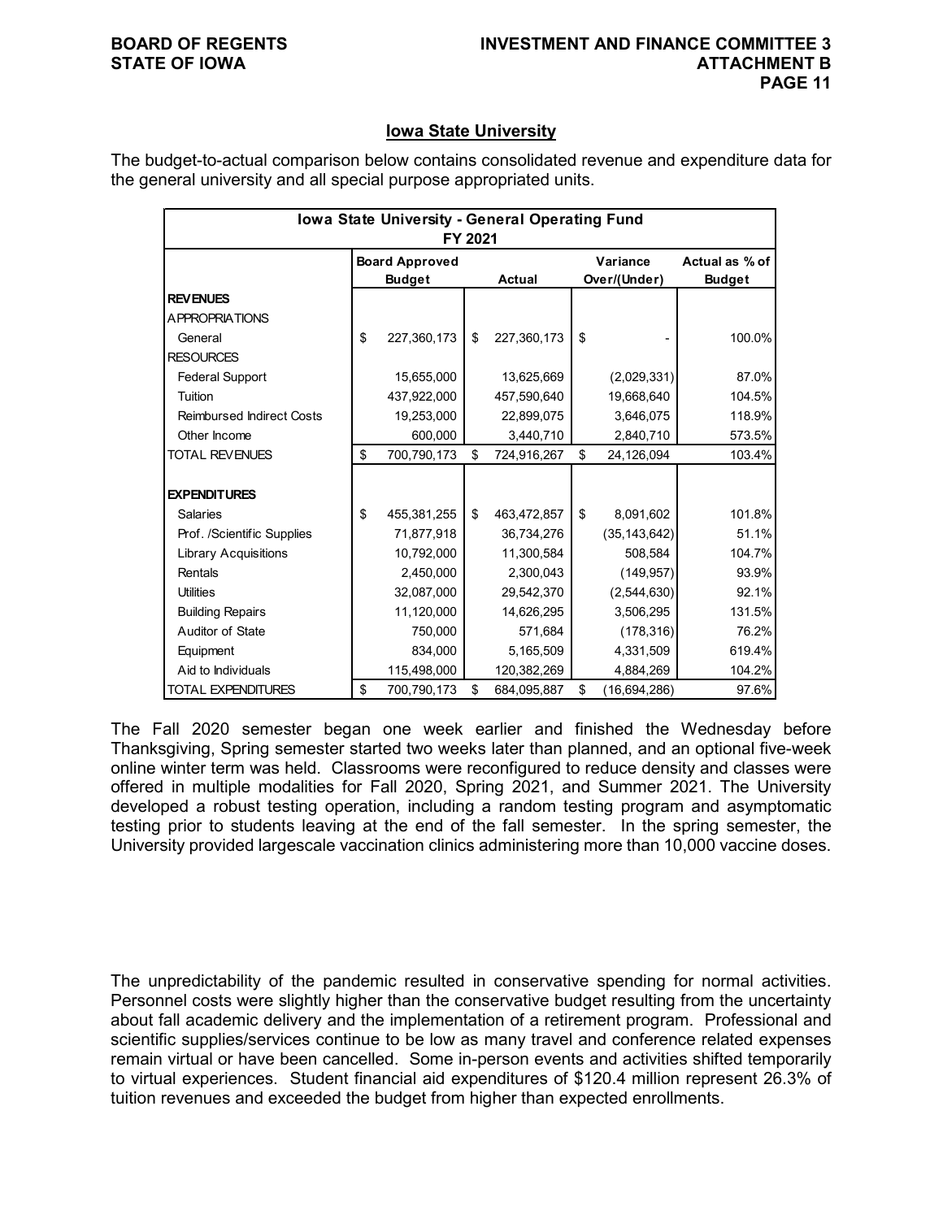## Iowa State University

The budget-to-actual comparison below contains consolidated revenue and expenditure data for the general university and all special purpose appropriated units.

| Iowa State University - General Operating Fund FY 2021 | | | | |
|---|---|---|---|---|
| | Board Approved Budget | Actual | Variance Over/(Under) | Actual as % of Budget |
| **REVENUES** | | | | |
| APPROPRIATIONS | | | | |
| General | $ 227,360,173 | $ 227,360,173 | $ - | 100.0% |
| RESOURCES | | | | |
| Federal Support | 15,655,000 | 13,625,669 | (2,029,331) | 87.0% |
| Tuition | 437,922,000 | 457,590,640 | 19,668,640 | 104.5% |
| Reimbursed Indirect Costs | 19,253,000 | 22,899,075 | 3,646,075 | 118.9% |
| Other Income | 600,000 | 3,440,710 | 2,840,710 | 573.5% |
| TOTAL REVENUES | $ 700,790,173 | $ 724,916,267 | $ 24,126,094 | 103.4% |
| **EXPENDITURES** | | | | |
| Salaries | $ 455,381,255 | $ 463,472,857 | $ 8,091,602 | 101.8% |
| Prof. /Scientific Supplies | 71,877,918 | 36,734,276 | (35,143,642) | 51.1% |
| Library Acquisitions | 10,792,000 | 11,300,584 | 508,584 | 104.7% |
| Rentals | 2,450,000 | 2,300,043 | (149,957) | 93.9% |
| Utilities | 32,087,000 | 29,542,370 | (2,544,630) | 92.1% |
| Building Repairs | 11,120,000 | 14,626,295 | 3,506,295 | 131.5% |
| Auditor of State | 750,000 | 571,684 | (178,316) | 76.2% |
| Equipment | 834,000 | 5,165,509 | 4,331,509 | 619.4% |
| Aid to Individuals | 115,498,000 | 120,382,269 | 4,884,269 | 104.2% |
| TOTAL EXPENDITURES | $ 700,790,173 | $ 684,095,887 | $ (16,694,286) | 97.6% |

The Fall 2020 semester began one week earlier and finished the Wednesday before Thanksgiving, Spring semester started two weeks later than planned, and an optional five-week online winter term was held. Classrooms were reconfigured to reduce density and classes were offered in multiple modalities for Fall 2020, Spring 2021, and Summer 2021. The University developed a robust testing operation, including a random testing program and asymptomatic testing prior to students leaving at the end of the fall semester. In the spring semester, the University provided largescale vaccination clinics administering more than 10,000 vaccine doses.

The unpredictability of the pandemic resulted in conservative spending for normal activities. Personnel costs were slightly higher than the conservative budget resulting from the uncertainty about fall academic delivery and the implementation of a retirement program. Professional and scientific supplies/services continue to be low as many travel and conference related expenses remain virtual or have been cancelled. Some in-person events and activities shifted temporarily to virtual experiences. Student financial aid expenditures of $120.4 million represent 26.3% of tuition revenues and exceeded the budget from higher than expected enrollments.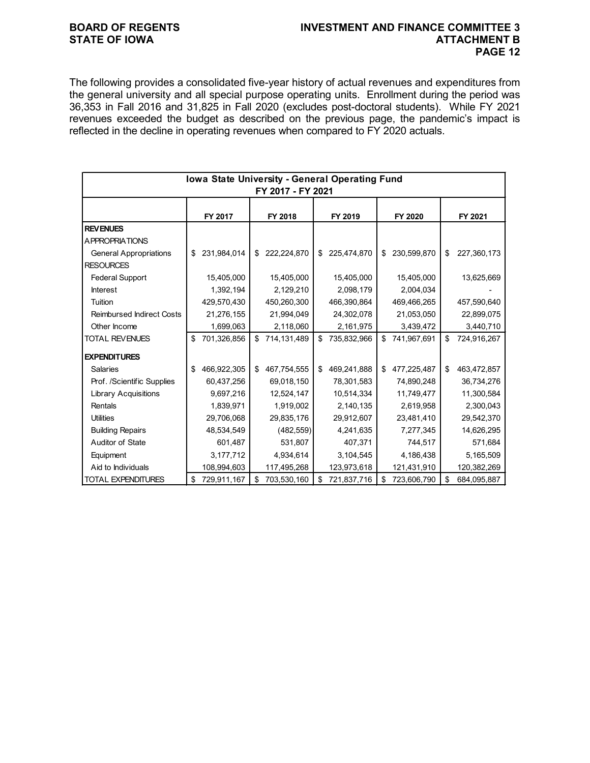The following provides a consolidated five-year history of actual revenues and expenditures from the general university and all special purpose operating units. Enrollment during the period was 36,353 in Fall 2016 and 31,825 in Fall 2020 (excludes post-doctoral students). While FY 2021 revenues exceeded the budget as described on the previous page, the pandemic's impact is reflected in the decline in operating revenues when compared to FY 2020 actuals.

| Iowa State University - General Operating Fund FY 2017 - FY 2021 | | | | | |
|---|---|---|---|---|---|
| | FY 2017 | FY 2018 | FY 2019 | FY 2020 | FY 2021 |
| **REVENUES** | | | | | |
| APPROPRIATIONS | | | | | |
| General Appropriations | $ 231,984,014 | $ 222,224,870 | $ 225,474,870 | $ 230,599,870 | $ 227,360,173 |
| RESOURCES | | | | | |
| Federal Support | 15,405,000 | 15,405,000 | 15,405,000 | 15,405,000 | 13,625,669 |
| Interest | 1,392,194 | 2,129,210 | 2,098,179 | 2,004,034 | - |
| Tuition | 429,570,430 | 450,260,300 | 466,390,864 | 469,466,265 | 457,590,640 |
| Reimbursed Indirect Costs | 21,276,155 | 21,994,049 | 24,302,078 | 21,053,050 | 22,899,075 |
| Other Income | 1,699,063 | 2,118,060 | 2,161,975 | 3,439,472 | 3,440,710 |
| TOTAL REVENUES | $ 701,326,856 | $ 714,131,489 | $ 735,832,966 | $ 741,967,691 | $ 724,916,267 |
| **EXPENDITURES** | | | | | |
| Salaries | $ 466,922,305 | $ 467,754,555 | $ 469,241,888 | $ 477,225,487 | $ 463,472,857 |
| Prof. /Scientific Supplies | 60,437,256 | 69,018,150 | 78,301,583 | 74,890,248 | 36,734,276 |
| Library Acquisitions | 9,697,216 | 12,524,147 | 10,514,334 | 11,749,477 | 11,300,584 |
| Rentals | 1,839,971 | 1,919,002 | 2,140,135 | 2,619,958 | 2,300,043 |
| Utilities | 29,706,068 | 29,835,176 | 29,912,607 | 23,481,410 | 29,542,370 |
| Building Repairs | 48,534,549 | (482,559) | 4,241,635 | 7,277,345 | 14,626,295 |
| Auditor of State | 601,487 | 531,807 | 407,371 | 744,517 | 571,684 |
| Equipment | 3,177,712 | 4,934,614 | 3,104,545 | 4,186,438 | 5,165,509 |
| Aid to Individuals | 108,994,603 | 117,495,268 | 123,973,618 | 121,431,910 | 120,382,269 |
| TOTAL EXPENDITURES | $ 729,911,167 | $ 703,530,160 | $ 721,837,716 | $ 723,606,790 | $ 684,095,887 |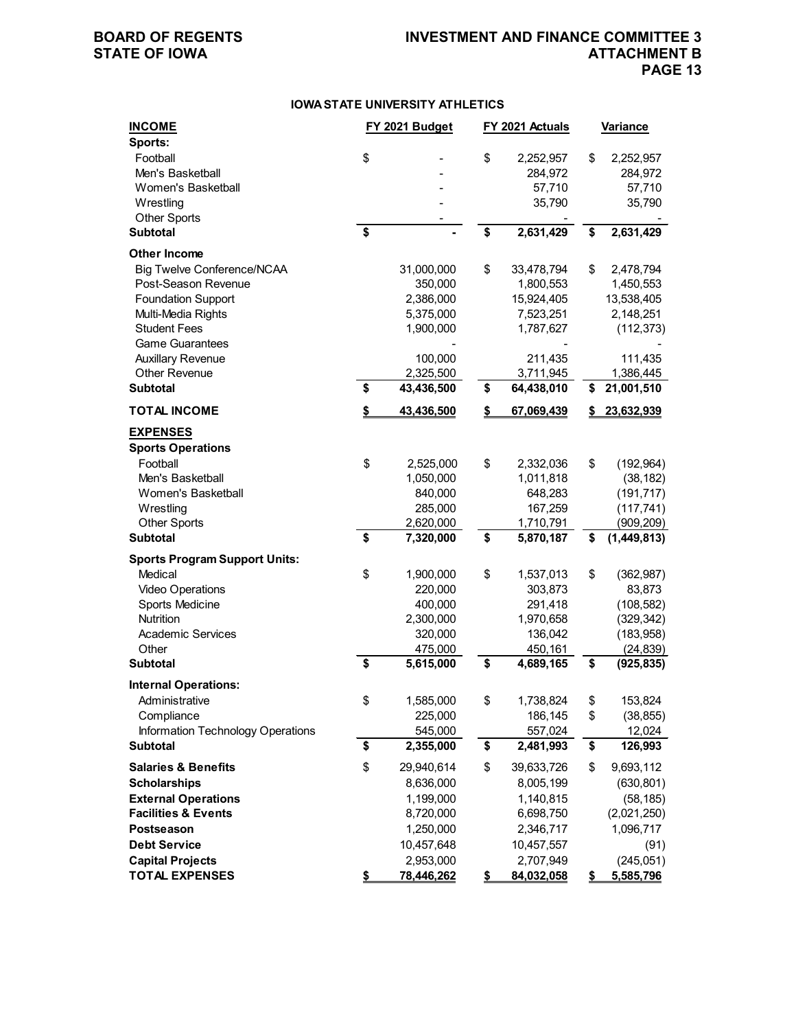## IOWA STATE UNIVERSITY ATHLETICS

| INCOME | FY 2021 Budget | FY 2021 Actuals | Variance |
|---|---|---|---|
| **Sports:** | | | |
| Football | $ - | $ 2,252,957 | $ 2,252,957 |
| Men's Basketball | - | 284,972 | 284,972 |
| Women's Basketball | - | 57,710 | 57,710 |
| Wrestling | - | 35,790 | 35,790 |
| Other Sports | - | - | - |
| **Subtotal** | **$ -** | **$ 2,631,429** | **$ 2,631,429** |
| **Other Income** | | | |
| Big Twelve Conference/NCAA | 31,000,000 | $ 33,478,794 | $ 2,478,794 |
| Post-Season Revenue | 350,000 | 1,800,553 | 1,450,553 |
| Foundation Support | 2,386,000 | 15,924,405 | 13,538,405 |
| Multi-Media Rights | 5,375,000 | 7,523,251 | 2,148,251 |
| Student Fees | 1,900,000 | 1,787,627 | (112,373) |
| Game Guarantees | - | - | - |
| Auxillary Revenue | 100,000 | 211,435 | 111,435 |
| Other Revenue | 2,325,500 | 3,711,945 | 1,386,445 |
| **Subtotal** | **$ 43,436,500** | **$ 64,438,010** | **$ 21,001,510** |
| **TOTAL INCOME** | **$ 43,436,500** | **$ 67,069,439** | **$ 23,632,939** |
| **EXPENSES** | | | |
| **Sports Operations** | | | |
| Football | $ 2,525,000 | $ 2,332,036 | $ (192,964) |
| Men's Basketball | 1,050,000 | 1,011,818 | (38,182) |
| Women's Basketball | 840,000 | 648,283 | (191,717) |
| Wrestling | 285,000 | 167,259 | (117,741) |
| Other Sports | 2,620,000 | 1,710,791 | (909,209) |
| **Subtotal** | **$ 7,320,000** | **$ 5,870,187** | **$ (1,449,813)** |
| **Sports Program Support Units:** | | | |
| Medical | $ 1,900,000 | $ 1,537,013 | $ (362,987) |
| Video Operations | 220,000 | 303,873 | 83,873 |
| Sports Medicine | 400,000 | 291,418 | (108,582) |
| Nutrition | 2,300,000 | 1,970,658 | (329,342) |
| Academic Services | 320,000 | 136,042 | (183,958) |
| Other | 475,000 | 450,161 | (24,839) |
| **Subtotal** | **$ 5,615,000** | **$ 4,689,165** | **$ (925,835)** |
| **Internal Operations:** | | | |
| Administrative | $ 1,585,000 | $ 1,738,824 | $ 153,824 |
| Compliance | 225,000 | 186,145 | $ (38,855) |
| Information Technology Operations | 545,000 | 557,024 | 12,024 |
| **Subtotal** | **$ 2,355,000** | **$ 2,481,993** | **$ 126,993** |
| **Salaries & Benefits** | $ 29,940,614 | $ 39,633,726 | $ 9,693,112 |
| **Scholarships** | 8,636,000 | 8,005,199 | (630,801) |
| **External Operations** | 1,199,000 | 1,140,815 | (58,185) |
| **Facilities & Events** | 8,720,000 | 6,698,750 | (2,021,250) |
| **Postseason** | 1,250,000 | 2,346,717 | 1,096,717 |
| **Debt Service** | 10,457,648 | 10,457,557 | (91) |
| **Capital Projects** | 2,953,000 | 2,707,949 | (245,051) |
| **TOTAL EXPENSES** | **$ 78,446,262** | **$ 84,032,058** | **$ 5,585,796** |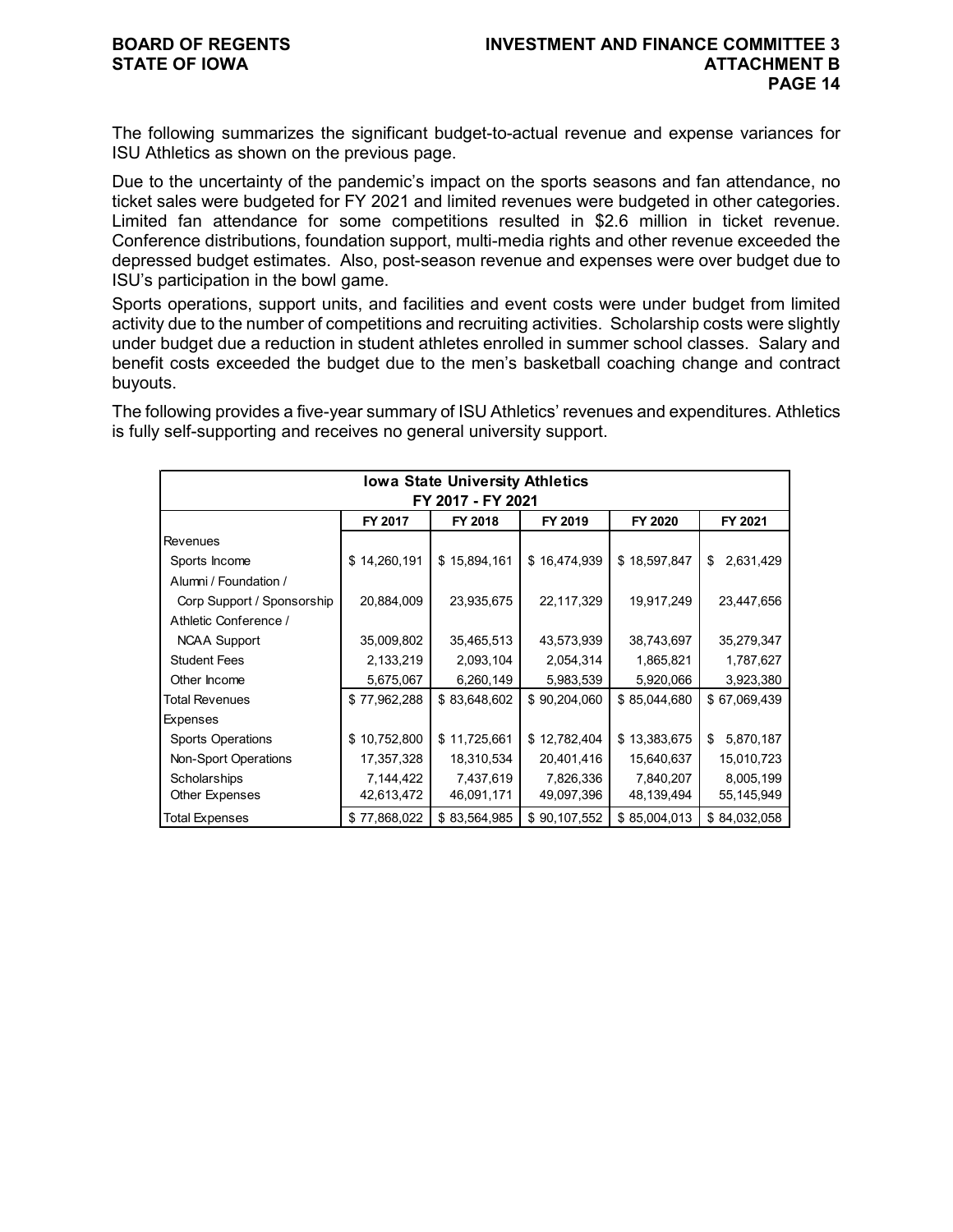The following summarizes the significant budget-to-actual revenue and expense variances for ISU Athletics as shown on the previous page.

Due to the uncertainty of the pandemic's impact on the sports seasons and fan attendance, no ticket sales were budgeted for FY 2021 and limited revenues were budgeted in other categories. Limited fan attendance for some competitions resulted in $2.6 million in ticket revenue. Conference distributions, foundation support, multi-media rights and other revenue exceeded the depressed budget estimates. Also, post-season revenue and expenses were over budget due to ISU's participation in the bowl game.

Sports operations, support units, and facilities and event costs were under budget from limited activity due to the number of competitions and recruiting activities. Scholarship costs were slightly under budget due a reduction in student athletes enrolled in summer school classes. Salary and benefit costs exceeded the budget due to the men's basketball coaching change and contract buyouts.

The following provides a five-year summary of ISU Athletics' revenues and expenditures. Athletics is fully self-supporting and receives no general university support.

**Iowa State University Athletics**
**FY 2017 - FY 2021**

| | FY 2017 | FY 2018 | FY 2019 | FY 2020 | FY 2021 |
|---|---|---|---|---|---|
| Revenues | | | | | |
| Sports Income | $ 14,260,191 | $ 15,894,161 | $ 16,474,939 | $ 18,597,847 | $ 2,631,429 |
| Alumni / Foundation / Corp Support / Sponsorship | 20,884,009 | 23,935,675 | 22,117,329 | 19,917,249 | 23,447,656 |
| Athletic Conference / NCAA Support | 35,009,802 | 35,465,513 | 43,573,939 | 38,743,697 | 35,279,347 |
| Student Fees | 2,133,219 | 2,093,104 | 2,054,314 | 1,865,821 | 1,787,627 |
| Other Income | 5,675,067 | 6,260,149 | 5,983,539 | 5,920,066 | 3,923,380 |
| Total Revenues | $ 77,962,288 | $ 83,648,602 | $ 90,204,060 | $ 85,044,680 | $ 67,069,439 |
| Expenses | | | | | |
| Sports Operations | $ 10,752,800 | $ 11,725,661 | $ 12,782,404 | $ 13,383,675 | $ 5,870,187 |
| Non-Sport Operations | 17,357,328 | 18,310,534 | 20,401,416 | 15,640,637 | 15,010,723 |
| Scholarships | 7,144,422 | 7,437,619 | 7,826,336 | 7,840,207 | 8,005,199 |
| Other Expenses | 42,613,472 | 46,091,171 | 49,097,396 | 48,139,494 | 55,145,949 |
| Total Expenses | $ 77,868,022 | $ 83,564,985 | $ 90,107,552 | $ 85,004,013 | $ 84,032,058 |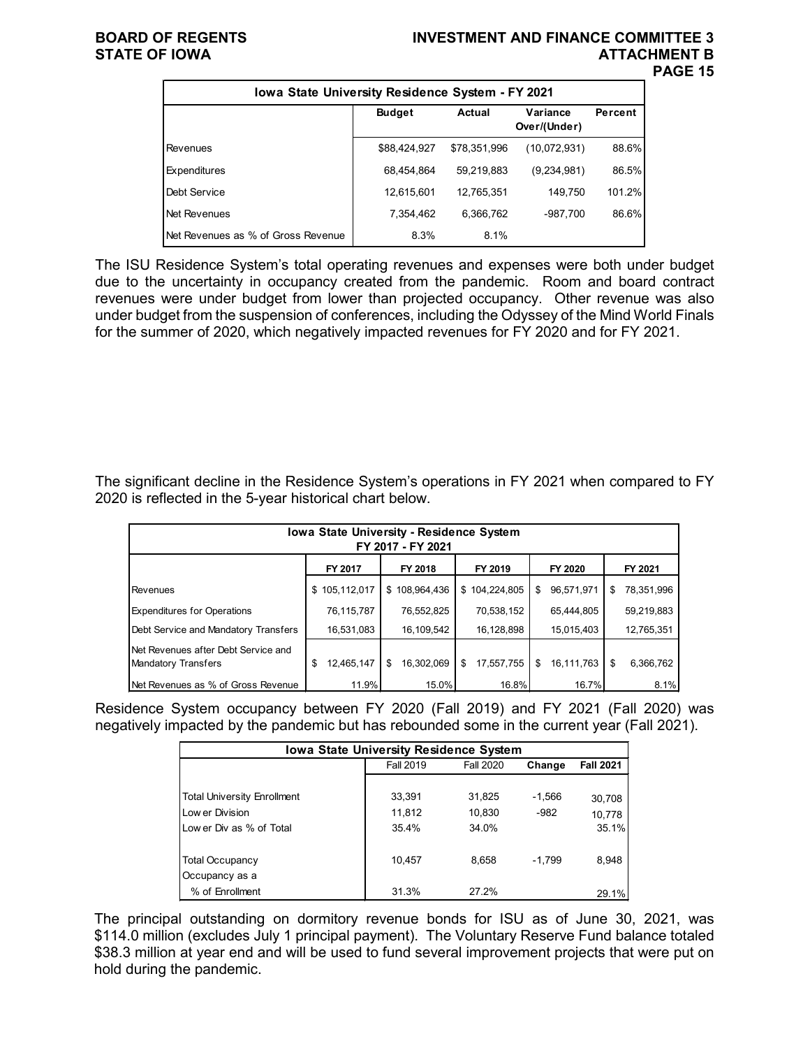| Iowa State University Residence System - FY 2021 | | | | |
|---|---|---|---|---|
| | Budget | Actual | Variance Over/(Under) | Percent |
| Revenues | $88,424,927 | $78,351,996 | (10,072,931) | 88.6% |
| Expenditures | 68,454,864 | 59,219,883 | (9,234,981) | 86.5% |
| Debt Service | 12,615,601 | 12,765,351 | 149,750 | 101.2% |
| Net Revenues | 7,354,462 | 6,366,762 | -987,700 | 86.6% |
| Net Revenues as % of Gross Revenue | 8.3% | 8.1% | | |

The ISU Residence System's total operating revenues and expenses were both under budget due to the uncertainty in occupancy created from the pandemic. Room and board contract revenues were under budget from lower than projected occupancy. Other revenue was also under budget from the suspension of conferences, including the Odyssey of the Mind World Finals for the summer of 2020, which negatively impacted revenues for FY 2020 and for FY 2021.

The significant decline in the Residence System's operations in FY 2021 when compared to FY 2020 is reflected in the 5-year historical chart below.

| Iowa State University - Residence System FY 2017 - FY 2021 | | | | | |
|---|---|---|---|---|---|
| | FY 2017 | FY 2018 | FY 2019 | FY 2020 | FY 2021 |
| Revenues | $ 105,112,017 | $ 108,964,436 | $ 104,224,805 | $ 96,571,971 | $ 78,351,996 |
| Expenditures for Operations | 76,115,787 | 76,552,825 | 70,538,152 | 65,444,805 | 59,219,883 |
| Debt Service and Mandatory Transfers | 16,531,083 | 16,109,542 | 16,128,898 | 15,015,403 | 12,765,351 |
| Net Revenues after Debt Service and Mandatory Transfers | $ 12,465,147 | $ 16,302,069 | $ 17,557,755 | $ 16,111,763 | $ 6,366,762 |
| Net Revenues as % of Gross Revenue | 11.9% | 15.0% | 16.8% | 16.7% | 8.1% |

Residence System occupancy between FY 2020 (Fall 2019) and FY 2021 (Fall 2020) was negatively impacted by the pandemic but has rebounded some in the current year (Fall 2021).

| Iowa State University Residence System | | | | |
|---|---|---|---|---|
| | Fall 2019 | Fall 2020 | Change | Fall 2021 |
| Total University Enrollment | 33,391 | 31,825 | -1,566 | 30,708 |
| Lower Division | 11,812 | 10,830 | -982 | 10,778 |
| Lower Div as % of Total | 35.4% | 34.0% | | 35.1% |
| Total Occupancy | 10,457 | 8,658 | -1,799 | 8,948 |
| Occupancy as a % of Enrollment | 31.3% | 27.2% | | 29.1% |

The principal outstanding on dormitory revenue bonds for ISU as of June 30, 2021, was $114.0 million (excludes July 1 principal payment). The Voluntary Reserve Fund balance totaled $38.3 million at year end and will be used to fund several improvement projects that were put on hold during the pandemic.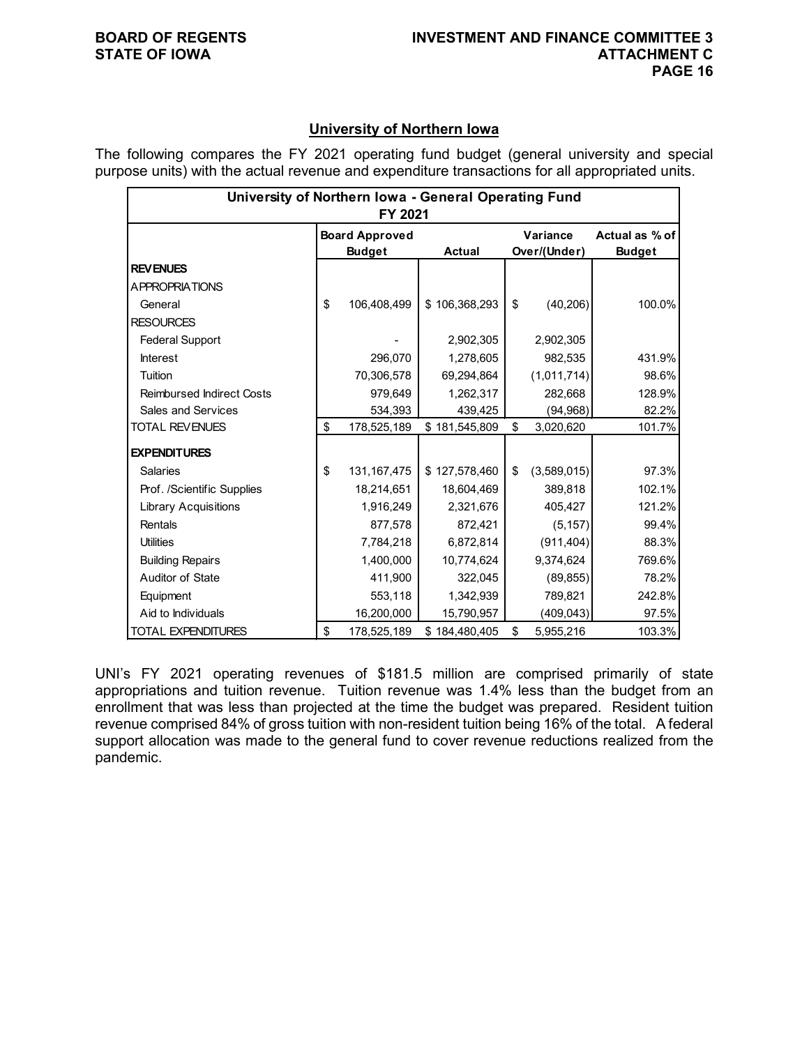## University of Northern Iowa

The following compares the FY 2021 operating fund budget (general university and special purpose units) with the actual revenue and expenditure transactions for all appropriated units.

| University of Northern Iowa - General Operating Fund FY 2021 | | | | |
|---|---|---|---|---|
| | Board Approved Budget | Actual | Variance Over/(Under) | Actual as % of Budget |
| **REVENUES** | | | | |
| APPROPRIATIONS | | | | |
| General | $ 106,408,499 | $ 106,368,293 | $ (40,206) | 100.0% |
| RESOURCES | | | | |
| Federal Support | - | 2,902,305 | 2,902,305 | |
| Interest | 296,070 | 1,278,605 | 982,535 | 431.9% |
| Tuition | 70,306,578 | 69,294,864 | (1,011,714) | 98.6% |
| Reimbursed Indirect Costs | 979,649 | 1,262,317 | 282,668 | 128.9% |
| Sales and Services | 534,393 | 439,425 | (94,968) | 82.2% |
| TOTAL REVENUES | $ 178,525,189 | $ 181,545,809 | $ 3,020,620 | 101.7% |
| **EXPENDITURES** | | | | |
| Salaries | $ 131,167,475 | $ 127,578,460 | $ (3,589,015) | 97.3% |
| Prof. /Scientific Supplies | 18,214,651 | 18,604,469 | 389,818 | 102.1% |
| Library Acquisitions | 1,916,249 | 2,321,676 | 405,427 | 121.2% |
| Rentals | 877,578 | 872,421 | (5,157) | 99.4% |
| Utilities | 7,784,218 | 6,872,814 | (911,404) | 88.3% |
| Building Repairs | 1,400,000 | 10,774,624 | 9,374,624 | 769.6% |
| Auditor of State | 411,900 | 322,045 | (89,855) | 78.2% |
| Equipment | 553,118 | 1,342,939 | 789,821 | 242.8% |
| Aid to Individuals | 16,200,000 | 15,790,957 | (409,043) | 97.5% |
| TOTAL EXPENDITURES | $ 178,525,189 | $ 184,480,405 | $ 5,955,216 | 103.3% |

UNI's FY 2021 operating revenues of $181.5 million are comprised primarily of state appropriations and tuition revenue. Tuition revenue was 1.4% less than the budget from an enrollment that was less than projected at the time the budget was prepared. Resident tuition revenue comprised 84% of gross tuition with non-resident tuition being 16% of the total. A federal support allocation was made to the general fund to cover revenue reductions realized from the pandemic.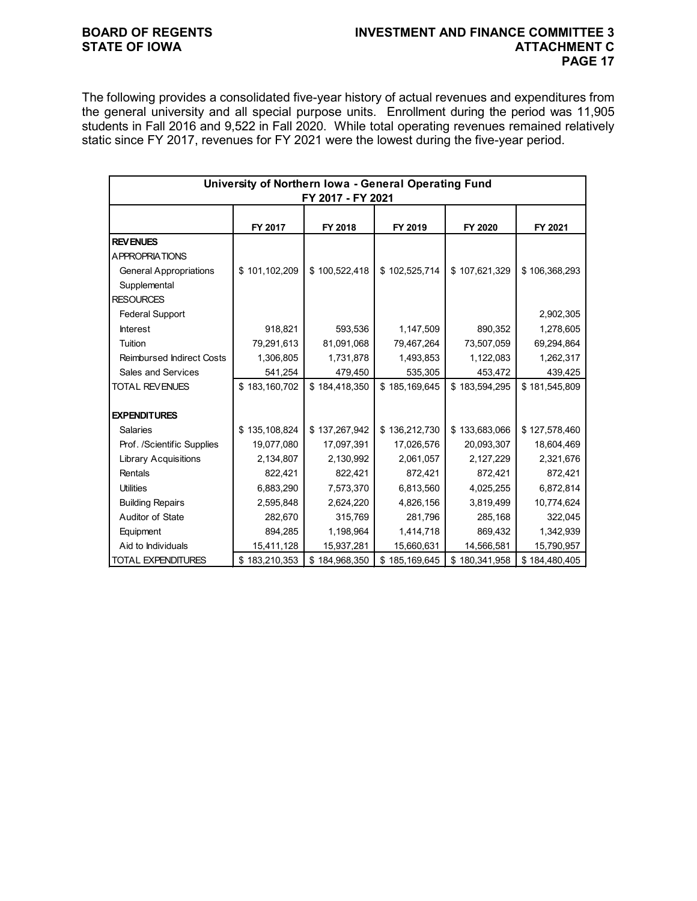The following provides a consolidated five-year history of actual revenues and expenditures from the general university and all special purpose units. Enrollment during the period was 11,905 students in Fall 2016 and 9,522 in Fall 2020. While total operating revenues remained relatively static since FY 2017, revenues for FY 2021 were the lowest during the five-year period.

| University of Northern Iowa - General Operating Fund FY 2017 - FY 2021 | | | | | |
|---|---|---|---|---|---|
| | FY 2017 | FY 2018 | FY 2019 | FY 2020 | FY 2021 |
| **REVENUES** | | | | | |
| APPROPRIATIONS | | | | | |
| General Appropriations | $ 101,102,209 | $ 100,522,418 | $ 102,525,714 | $ 107,621,329 | $ 106,368,293 |
| Supplemental | | | | | |
| RESOURCES | | | | | |
| Federal Support | | | | | 2,902,305 |
| Interest | 918,821 | 593,536 | 1,147,509 | 890,352 | 1,278,605 |
| Tuition | 79,291,613 | 81,091,068 | 79,467,264 | 73,507,059 | 69,294,864 |
| Reimbursed Indirect Costs | 1,306,805 | 1,731,878 | 1,493,853 | 1,122,083 | 1,262,317 |
| Sales and Services | 541,254 | 479,450 | 535,305 | 453,472 | 439,425 |
| TOTAL REVENUES | $ 183,160,702 | $ 184,418,350 | $ 185,169,645 | $ 183,594,295 | $ 181,545,809 |
| | | | | | |
| **EXPENDITURES** | | | | | |
| Salaries | $ 135,108,824 | $ 137,267,942 | $ 136,212,730 | $ 133,683,066 | $ 127,578,460 |
| Prof. /Scientific Supplies | 19,077,080 | 17,097,391 | 17,026,576 | 20,093,307 | 18,604,469 |
| Library Acquisitions | 2,134,807 | 2,130,992 | 2,061,057 | 2,127,229 | 2,321,676 |
| Rentals | 822,421 | 822,421 | 872,421 | 872,421 | 872,421 |
| Utilities | 6,883,290 | 7,573,370 | 6,813,560 | 4,025,255 | 6,872,814 |
| Building Repairs | 2,595,848 | 2,624,220 | 4,826,156 | 3,819,499 | 10,774,624 |
| Auditor of State | 282,670 | 315,769 | 281,796 | 285,168 | 322,045 |
| Equipment | 894,285 | 1,198,964 | 1,414,718 | 869,432 | 1,342,939 |
| Aid to Individuals | 15,411,128 | 15,937,281 | 15,660,631 | 14,566,581 | 15,790,957 |
| TOTAL EXPENDITURES | $ 183,210,353 | $ 184,968,350 | $ 185,169,645 | $ 180,341,958 | $ 184,480,405 |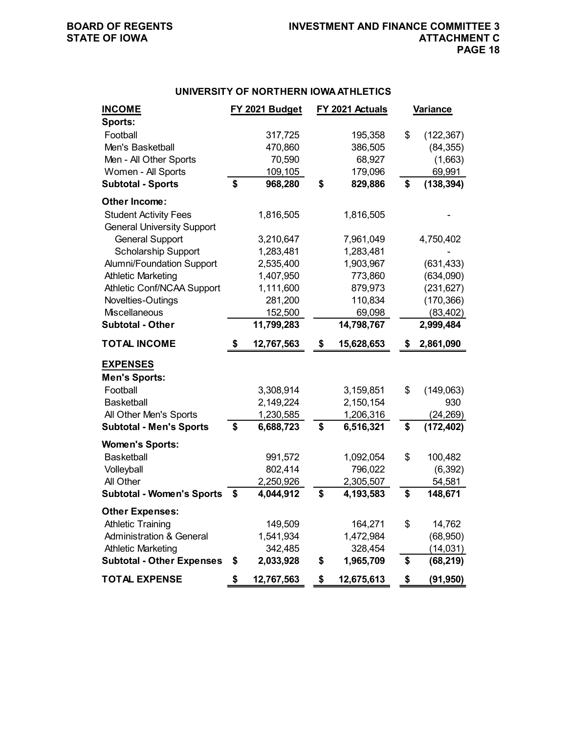## UNIVERSITY OF NORTHERN IOWA ATHLETICS

| INCOME | FY 2021 Budget | FY 2021 Actuals | Variance |
|---|---|---|---|
| **Sports:** | | | |
| Football | 317,725 | 195,358 | $ (122,367) |
| Men's Basketball | 470,860 | 386,505 | (84,355) |
| Men - All Other Sports | 70,590 | 68,927 | (1,663) |
| Women - All Sports | 109,105 | 179,096 | 69,991 |
| **Subtotal - Sports** | **$ 968,280** | **$ 829,886** | **$ (138,394)** |
| **Other Income:** | | | |
| Student Activity Fees | 1,816,505 | 1,816,505 | - |
| General University Support | | | |
| General Support | 3,210,647 | 7,961,049 | 4,750,402 |
| Scholarship Support | 1,283,481 | 1,283,481 | - |
| Alumni/Foundation Support | 2,535,400 | 1,903,967 | (631,433) |
| Athletic Marketing | 1,407,950 | 773,860 | (634,090) |
| Athletic Conf/NCAA Support | 1,111,600 | 879,973 | (231,627) |
| Novelties-Outings | 281,200 | 110,834 | (170,366) |
| Miscellaneous | 152,500 | 69,098 | (83,402) |
| **Subtotal - Other** | **11,799,283** | **14,798,767** | **2,999,484** |
| **TOTAL INCOME** | **$ 12,767,563** | **$ 15,628,653** | **$ 2,861,090** |
| **EXPENSES** | | | |
| **Men's Sports:** | | | |
| Football | 3,308,914 | 3,159,851 | $ (149,063) |
| Basketball | 2,149,224 | 2,150,154 | 930 |
| All Other Men's Sports | 1,230,585 | 1,206,316 | (24,269) |
| **Subtotal - Men's Sports** | **$ 6,688,723** | **$ 6,516,321** | **$ (172,402)** |
| **Women's Sports:** | | | |
| Basketball | 991,572 | 1,092,054 | $ 100,482 |
| Volleyball | 802,414 | 796,022 | (6,392) |
| All Other | 2,250,926 | 2,305,507 | 54,581 |
| **Subtotal - Women's Sports** | **$ 4,044,912** | **$ 4,193,583** | **$ 148,671** |
| **Other Expenses:** | | | |
| Athletic Training | 149,509 | 164,271 | $ 14,762 |
| Administration & General | 1,541,934 | 1,472,984 | (68,950) |
| Athletic Marketing | 342,485 | 328,454 | (14,031) |
| **Subtotal - Other Expenses** | **$ 2,033,928** | **$ 1,965,709** | **$ (68,219)** |
| **TOTAL EXPENSE** | **$ 12,767,563** | **$ 12,675,613** | **$ (91,950)** |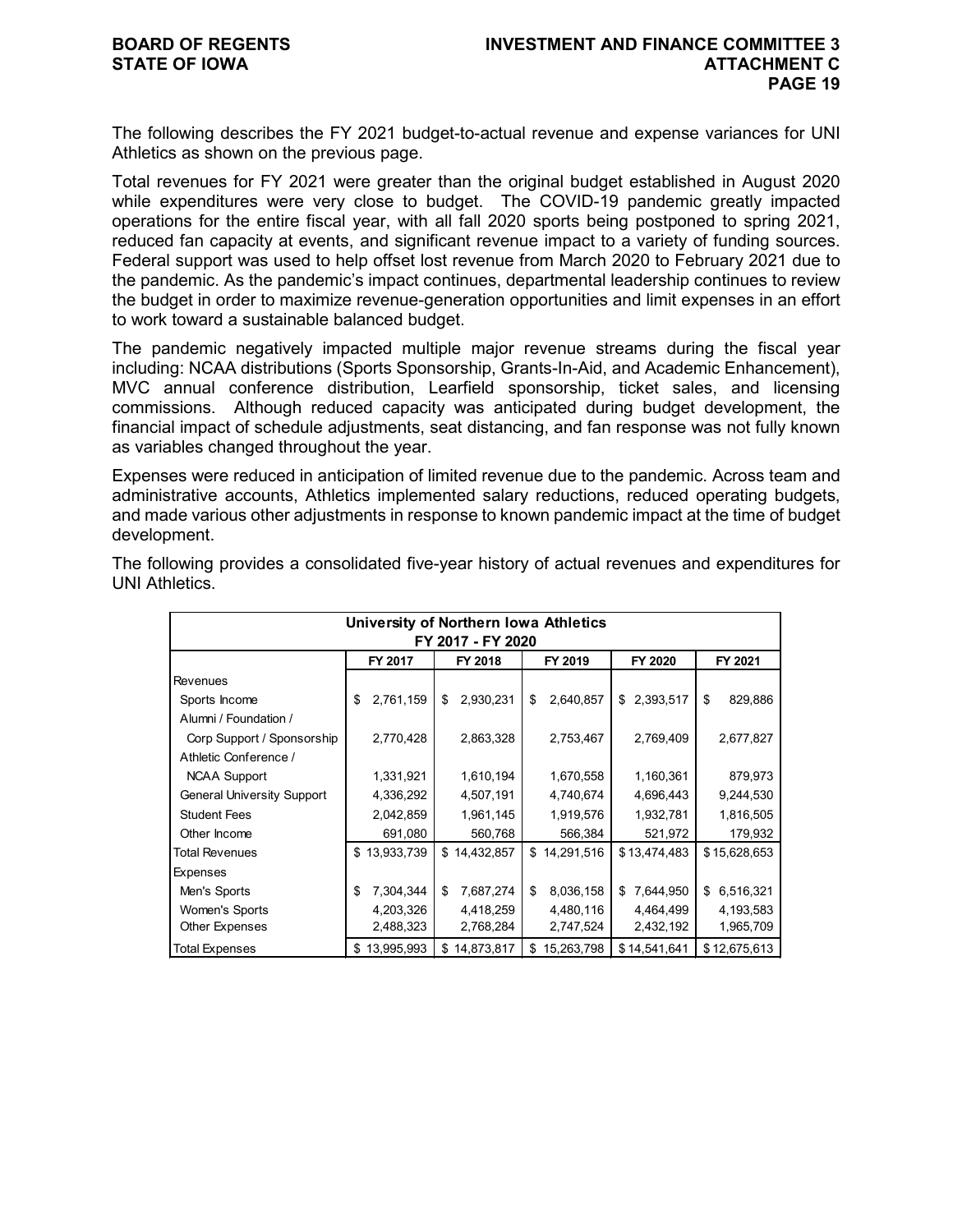The following describes the FY 2021 budget-to-actual revenue and expense variances for UNI Athletics as shown on the previous page.

Total revenues for FY 2021 were greater than the original budget established in August 2020 while expenditures were very close to budget. The COVID-19 pandemic greatly impacted operations for the entire fiscal year, with all fall 2020 sports being postponed to spring 2021, reduced fan capacity at events, and significant revenue impact to a variety of funding sources. Federal support was used to help offset lost revenue from March 2020 to February 2021 due to the pandemic. As the pandemic's impact continues, departmental leadership continues to review the budget in order to maximize revenue-generation opportunities and limit expenses in an effort to work toward a sustainable balanced budget.

The pandemic negatively impacted multiple major revenue streams during the fiscal year including: NCAA distributions (Sports Sponsorship, Grants-In-Aid, and Academic Enhancement), MVC annual conference distribution, Learfield sponsorship, ticket sales, and licensing commissions. Although reduced capacity was anticipated during budget development, the financial impact of schedule adjustments, seat distancing, and fan response was not fully known as variables changed throughout the year.

Expenses were reduced in anticipation of limited revenue due to the pandemic. Across team and administrative accounts, Athletics implemented salary reductions, reduced operating budgets, and made various other adjustments in response to known pandemic impact at the time of budget development.

The following provides a consolidated five-year history of actual revenues and expenditures for UNI Athletics.

| University of Northern Iowa Athletics FY 2017 - FY 2020 | | | | | |
|---|---|---|---|---|---|
| | FY 2017 | FY 2018 | FY 2019 | FY 2020 | FY 2021 |
| Revenues | | | | | |
| Sports Income | $ 2,761,159 | $ 2,930,231 | $ 2,640,857 | $ 2,393,517 | $ 829,886 |
| Alumni / Foundation / Corp Support / Sponsorship | 2,770,428 | 2,863,328 | 2,753,467 | 2,769,409 | 2,677,827 |
| Athletic Conference / NCAA Support | 1,331,921 | 1,610,194 | 1,670,558 | 1,160,361 | 879,973 |
| General University Support | 4,336,292 | 4,507,191 | 4,740,674 | 4,696,443 | 9,244,530 |
| Student Fees | 2,042,859 | 1,961,145 | 1,919,576 | 1,932,781 | 1,816,505 |
| Other Income | 691,080 | 560,768 | 566,384 | 521,972 | 179,932 |
| Total Revenues | $ 13,933,739 | $ 14,432,857 | $ 14,291,516 | $ 13,474,483 | $ 15,628,653 |
| Expenses | | | | | |
| Men's Sports | $ 7,304,344 | $ 7,687,274 | $ 8,036,158 | $ 7,644,950 | $ 6,516,321 |
| Women's Sports | 4,203,326 | 4,418,259 | 4,480,116 | 4,464,499 | 4,193,583 |
| Other Expenses | 2,488,323 | 2,768,284 | 2,747,524 | 2,432,192 | 1,965,709 |
| Total Expenses | $ 13,995,993 | $ 14,873,817 | $ 15,263,798 | $ 14,541,641 | $ 12,675,613 |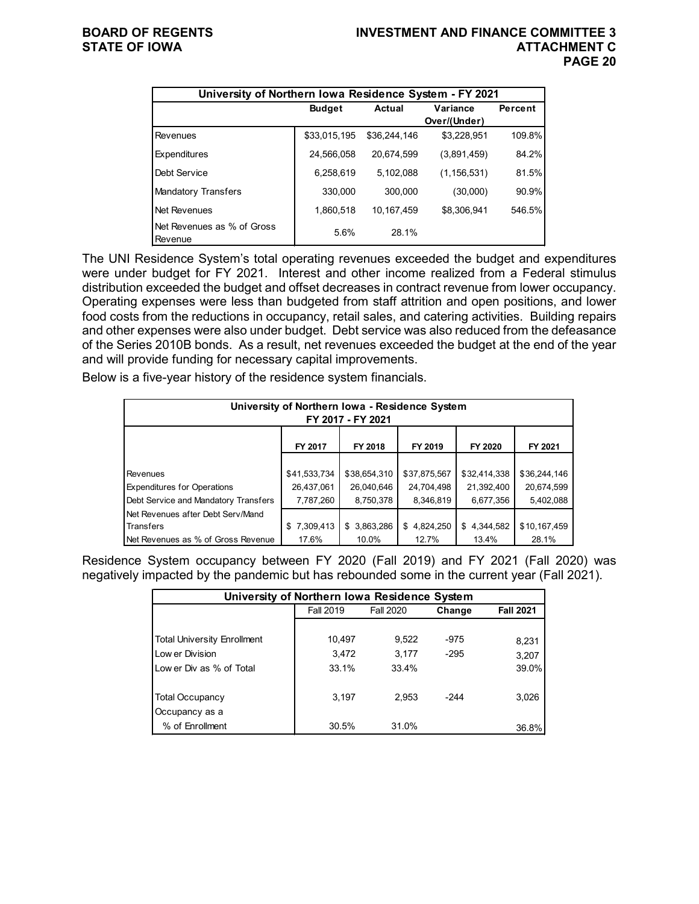| University of Northern Iowa Residence System - FY 2021 | | | | |
|---|---|---|---|---|
| | Budget | Actual | Variance Over/(Under) | Percent |
| Revenues | $33,015,195 | $36,244,146 | $3,228,951 | 109.8% |
| Expenditures | 24,566,058 | 20,674,599 | (3,891,459) | 84.2% |
| Debt Service | 6,258,619 | 5,102,088 | (1,156,531) | 81.5% |
| Mandatory Transfers | 330,000 | 300,000 | (30,000) | 90.9% |
| Net Revenues | 1,860,518 | 10,167,459 | $8,306,941 | 546.5% |
| Net Revenues as % of Gross Revenue | 5.6% | 28.1% | | |

The UNI Residence System's total operating revenues exceeded the budget and expenditures were under budget for FY 2021. Interest and other income realized from a Federal stimulus distribution exceeded the budget and offset decreases in contract revenue from lower occupancy. Operating expenses were less than budgeted from staff attrition and open positions, and lower food costs from the reductions in occupancy, retail sales, and catering activities. Building repairs and other expenses were also under budget. Debt service was also reduced from the defeasance of the Series 2010B bonds. As a result, net revenues exceeded the budget at the end of the year and will provide funding for necessary capital improvements.

Below is a five-year history of the residence system financials.

| University of Northern Iowa - Residence System FY 2017 - FY 2021 | | | | | |
|---|---|---|---|---|---|
| | FY 2017 | FY 2018 | FY 2019 | FY 2020 | FY 2021 |
| Revenues | $41,533,734 | $38,654,310 | $37,875,567 | $32,414,338 | $36,244,146 |
| Expenditures for Operations | 26,437,061 | 26,040,646 | 24,704,498 | 21,392,400 | 20,674,599 |
| Debt Service and Mandatory Transfers | 7,787,260 | 8,750,378 | 8,346,819 | 6,677,356 | 5,402,088 |
| Net Revenues after Debt Serv/Mand Transfers | $ 7,309,413 | $ 3,863,286 | $ 4,824,250 | $ 4,344,582 | $10,167,459 |
| Net Revenues as % of Gross Revenue | 17.6% | 10.0% | 12.7% | 13.4% | 28.1% |

Residence System occupancy between FY 2020 (Fall 2019) and FY 2021 (Fall 2020) was negatively impacted by the pandemic but has rebounded some in the current year (Fall 2021).

| University of Northern Iowa Residence System | | | | |
|---|---|---|---|---|
| | Fall 2019 | Fall 2020 | Change | Fall 2021 |
| Total University Enrollment | 10,497 | 9,522 | -975 | 8,231 |
| Lower Division | 3,472 | 3,177 | -295 | 3,207 |
| Lower Div as % of Total | 33.1% | 33.4% | | 39.0% |
| Total Occupancy | 3,197 | 2,953 | -244 | 3,026 |
| Occupancy as a % of Enrollment | 30.5% | 31.0% | | 36.8% |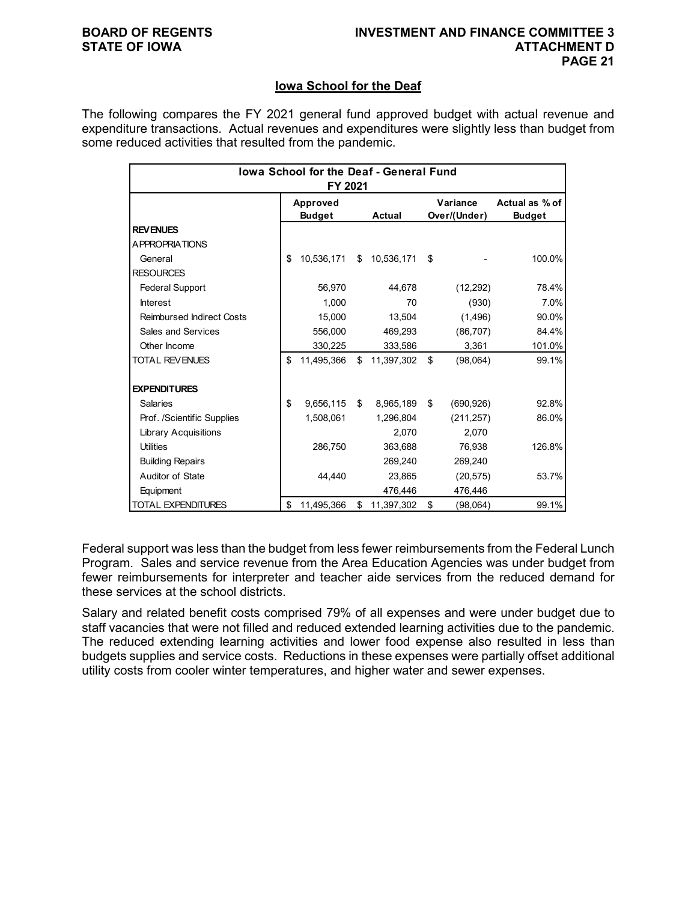## Iowa School for the Deaf

The following compares the FY 2021 general fund approved budget with actual revenue and expenditure transactions. Actual revenues and expenditures were slightly less than budget from some reduced activities that resulted from the pandemic.

| Iowa School for the Deaf - General Fund FY 2021 | | | | |
|---|---|---|---|---|
| | Approved Budget | Actual | Variance Over/(Under) | Actual as % of Budget |
| **REVENUES** | | | | |
| APPROPRIATIONS | | | | |
| General | $ 10,536,171 | $ 10,536,171 | $ - | 100.0% |
| RESOURCES | | | | |
| Federal Support | 56,970 | 44,678 | (12,292) | 78.4% |
| Interest | 1,000 | 70 | (930) | 7.0% |
| Reimbursed Indirect Costs | 15,000 | 13,504 | (1,496) | 90.0% |
| Sales and Services | 556,000 | 469,293 | (86,707) | 84.4% |
| Other Income | 330,225 | 333,586 | 3,361 | 101.0% |
| TOTAL REVENUES | $ 11,495,366 | $ 11,397,302 | $ (98,064) | 99.1% |
| | | | | |
| **EXPENDITURES** | | | | |
| Salaries | $ 9,656,115 | $ 8,965,189 | $ (690,926) | 92.8% |
| Prof. /Scientific Supplies | 1,508,061 | 1,296,804 | (211,257) | 86.0% |
| Library Acquisitions | | 2,070 | 2,070 | |
| Utilities | 286,750 | 363,688 | 76,938 | 126.8% |
| Building Repairs | | 269,240 | 269,240 | |
| Auditor of State | 44,440 | 23,865 | (20,575) | 53.7% |
| Equipment | | 476,446 | 476,446 | |
| TOTAL EXPENDITURES | $ 11,495,366 | $ 11,397,302 | $ (98,064) | 99.1% |

Federal support was less than the budget from less fewer reimbursements from the Federal Lunch Program. Sales and service revenue from the Area Education Agencies was under budget from fewer reimbursements for interpreter and teacher aide services from the reduced demand for these services at the school districts.

Salary and related benefit costs comprised 79% of all expenses and were under budget due to staff vacancies that were not filled and reduced extended learning activities due to the pandemic. The reduced extending learning activities and lower food expense also resulted in less than budgets supplies and service costs. Reductions in these expenses were partially offset additional utility costs from cooler winter temperatures, and higher water and sewer expenses.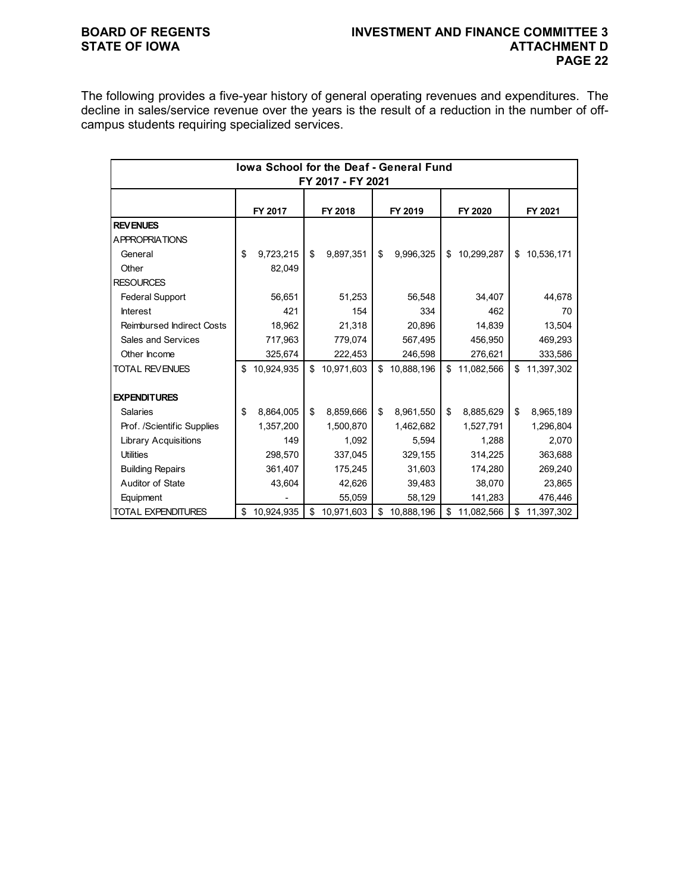The following provides a five-year history of general operating revenues and expenditures. The decline in sales/service revenue over the years is the result of a reduction in the number of off-campus students requiring specialized services.

| Iowa School for the Deaf - General Fund FY 2017 - FY 2021 | | | | | |
|---|---|---|---|---|---|
| | FY 2017 | FY 2018 | FY 2019 | FY 2020 | FY 2021 |
| **REVENUES** | | | | | |
| APPROPRIATIONS | | | | | |
| General | $ 9,723,215 | $ 9,897,351 | $ 9,996,325 | $ 10,299,287 | $ 10,536,171 |
| Other | 82,049 | | | | |
| RESOURCES | | | | | |
| Federal Support | 56,651 | 51,253 | 56,548 | 34,407 | 44,678 |
| Interest | 421 | 154 | 334 | 462 | 70 |
| Reimbursed Indirect Costs | 18,962 | 21,318 | 20,896 | 14,839 | 13,504 |
| Sales and Services | 717,963 | 779,074 | 567,495 | 456,950 | 469,293 |
| Other Income | 325,674 | 222,453 | 246,598 | 276,621 | 333,586 |
| TOTAL REVENUES | $ 10,924,935 | $ 10,971,603 | $ 10,888,196 | $ 11,082,566 | $ 11,397,302 |
| | | | | | |
| **EXPENDITURES** | | | | | |
| Salaries | $ 8,864,005 | $ 8,859,666 | $ 8,961,550 | $ 8,885,629 | $ 8,965,189 |
| Prof. /Scientific Supplies | 1,357,200 | 1,500,870 | 1,462,682 | 1,527,791 | 1,296,804 |
| Library Acquisitions | 149 | 1,092 | 5,594 | 1,288 | 2,070 |
| Utilities | 298,570 | 337,045 | 329,155 | 314,225 | 363,688 |
| Building Repairs | 361,407 | 175,245 | 31,603 | 174,280 | 269,240 |
| Auditor of State | 43,604 | 42,626 | 39,483 | 38,070 | 23,865 |
| Equipment | - | 55,059 | 58,129 | 141,283 | 476,446 |
| TOTAL EXPENDITURES | $ 10,924,935 | $ 10,971,603 | $ 10,888,196 | $ 11,082,566 | $ 11,397,302 |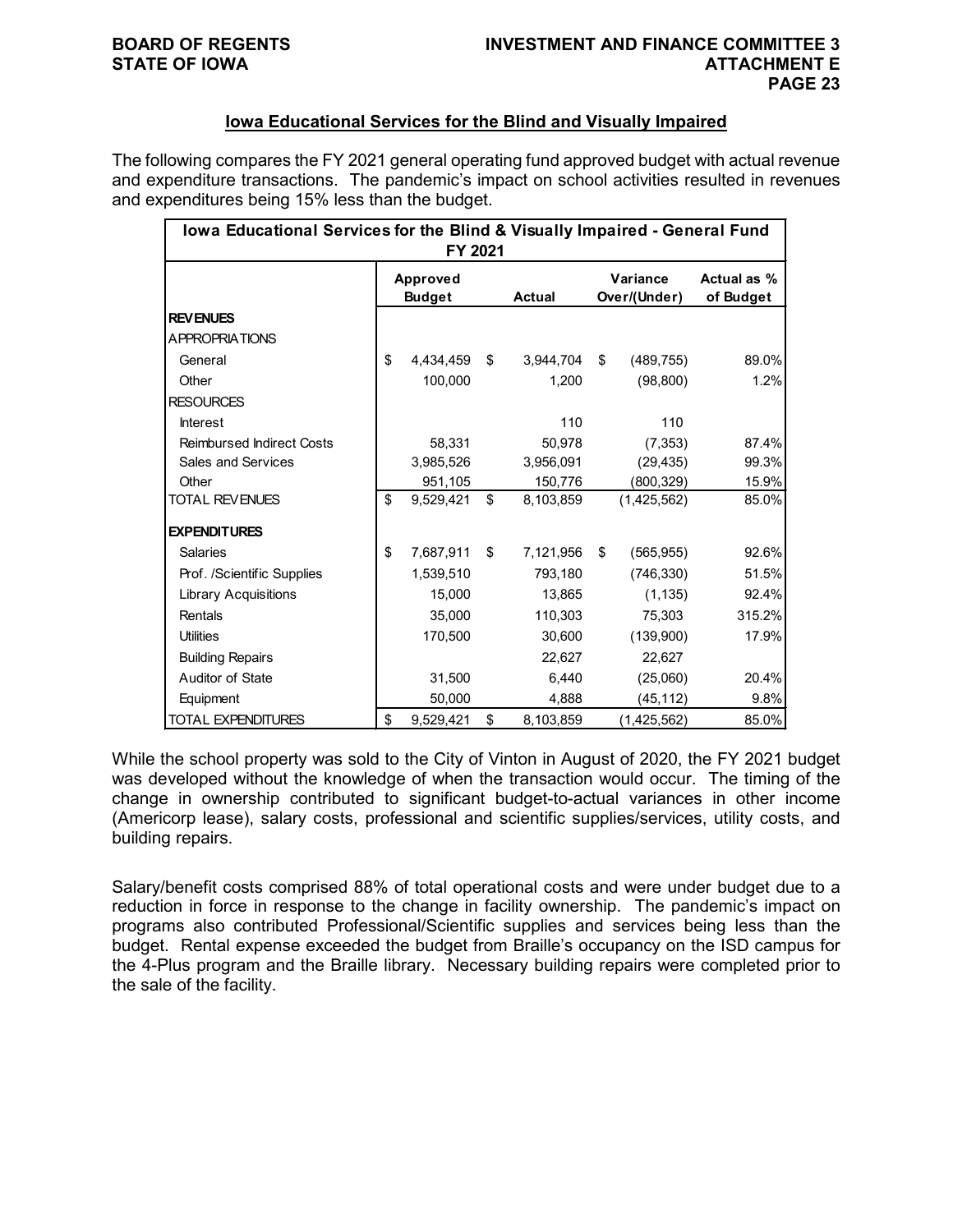## Iowa Educational Services for the Blind and Visually Impaired

The following compares the FY 2021 general operating fund approved budget with actual revenue and expenditure transactions. The pandemic's impact on school activities resulted in revenues and expenditures being 15% less than the budget.

| Iowa Educational Services for the Blind & Visually Impaired - General Fund FY 2021 | | | | |
|---|---|---|---|---|
| | Approved Budget | Actual | Variance Over/(Under) | Actual as % of Budget |
| **REVENUES** | | | | |
| APPROPRIATIONS | | | | |
| General | $ 4,434,459 | $ 3,944,704 | $ (489,755) | 89.0% |
| Other | 100,000 | 1,200 | (98,800) | 1.2% |
| RESOURCES | | | | |
| Interest | | 110 | 110 | |
| Reimbursed Indirect Costs | 58,331 | 50,978 | (7,353) | 87.4% |
| Sales and Services | 3,985,526 | 3,956,091 | (29,435) | 99.3% |
| Other | 951,105 | 150,776 | (800,329) | 15.9% |
| TOTAL REVENUES | $ 9,529,421 | $ 8,103,859 | (1,425,562) | 85.0% |
| **EXPENDITURES** | | | | |
| Salaries | $ 7,687,911 | $ 7,121,956 | $ (565,955) | 92.6% |
| Prof. /Scientific Supplies | 1,539,510 | 793,180 | (746,330) | 51.5% |
| Library Acquisitions | 15,000 | 13,865 | (1,135) | 92.4% |
| Rentals | 35,000 | 110,303 | 75,303 | 315.2% |
| Utilities | 170,500 | 30,600 | (139,900) | 17.9% |
| Building Repairs | | 22,627 | 22,627 | |
| Auditor of State | 31,500 | 6,440 | (25,060) | 20.4% |
| Equipment | 50,000 | 4,888 | (45,112) | 9.8% |
| TOTAL EXPENDITURES | $ 9,529,421 | $ 8,103,859 | (1,425,562) | 85.0% |

While the school property was sold to the City of Vinton in August of 2020, the FY 2021 budget was developed without the knowledge of when the transaction would occur. The timing of the change in ownership contributed to significant budget-to-actual variances in other income (Americorp lease), salary costs, professional and scientific supplies/services, utility costs, and building repairs.

Salary/benefit costs comprised 88% of total operational costs and were under budget due to a reduction in force in response to the change in facility ownership. The pandemic's impact on programs also contributed Professional/Scientific supplies and services being less than the budget. Rental expense exceeded the budget from Braille's occupancy on the ISD campus for the 4-Plus program and the Braille library. Necessary building repairs were completed prior to the sale of the facility.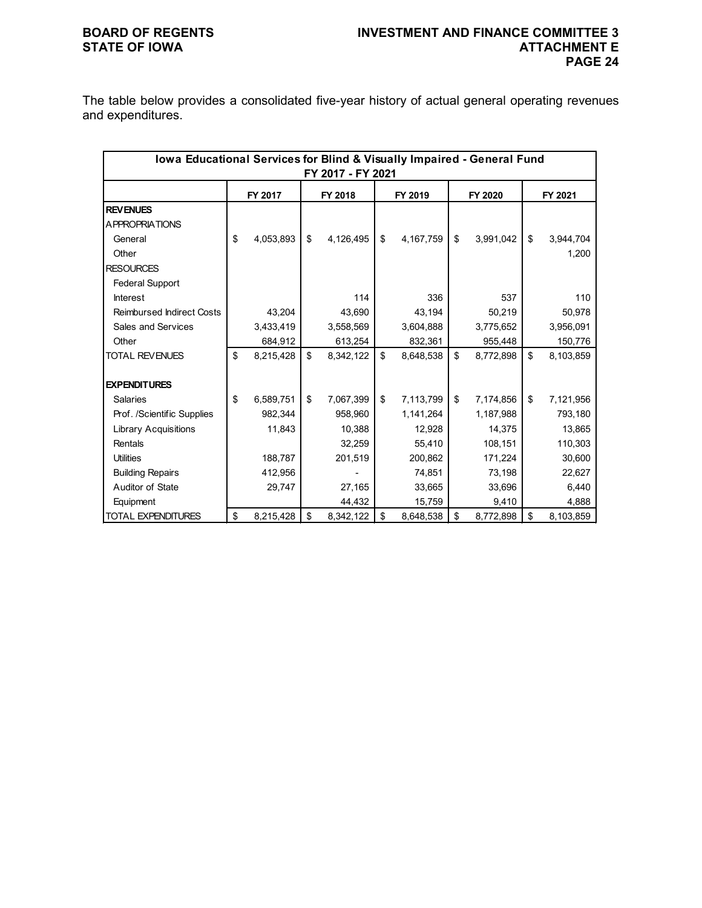The table below provides a consolidated five-year history of actual general operating revenues and expenditures.

| Iowa Educational Services for Blind & Visually Impaired - General Fund FY 2017 - FY 2021 | | | | | |
|---|---|---|---|---|---|
| | FY 2017 | FY 2018 | FY 2019 | FY 2020 | FY 2021 |
| **REVENUES** | | | | | |
| APPROPRIATIONS | | | | | |
| General | $ 4,053,893 | $ 4,126,495 | $ 4,167,759 | $ 3,991,042 | $ 3,944,704 |
| Other | | | | | 1,200 |
| RESOURCES | | | | | |
| Federal Support | | | | | |
| Interest | | 114 | 336 | 537 | 110 |
| Reimbursed Indirect Costs | 43,204 | 43,690 | 43,194 | 50,219 | 50,978 |
| Sales and Services | 3,433,419 | 3,558,569 | 3,604,888 | 3,775,652 | 3,956,091 |
| Other | 684,912 | 613,254 | 832,361 | 955,448 | 150,776 |
| TOTAL REVENUES | $ 8,215,428 | $ 8,342,122 | $ 8,648,538 | $ 8,772,898 | $ 8,103,859 |
| | | | | | |
| **EXPENDITURES** | | | | | |
| Salaries | $ 6,589,751 | $ 7,067,399 | $ 7,113,799 | $ 7,174,856 | $ 7,121,956 |
| Prof. /Scientific Supplies | 982,344 | 958,960 | 1,141,264 | 1,187,988 | 793,180 |
| Library Acquisitions | 11,843 | 10,388 | 12,928 | 14,375 | 13,865 |
| Rentals | | 32,259 | 55,410 | 108,151 | 110,303 |
| Utilities | 188,787 | 201,519 | 200,862 | 171,224 | 30,600 |
| Building Repairs | 412,956 | - | 74,851 | 73,198 | 22,627 |
| Auditor of State | 29,747 | 27,165 | 33,665 | 33,696 | 6,440 |
| Equipment | | 44,432 | 15,759 | 9,410 | 4,888 |
| TOTAL EXPENDITURES | $ 8,215,428 | $ 8,342,122 | $ 8,648,538 | $ 8,772,898 | $ 8,103,859 |